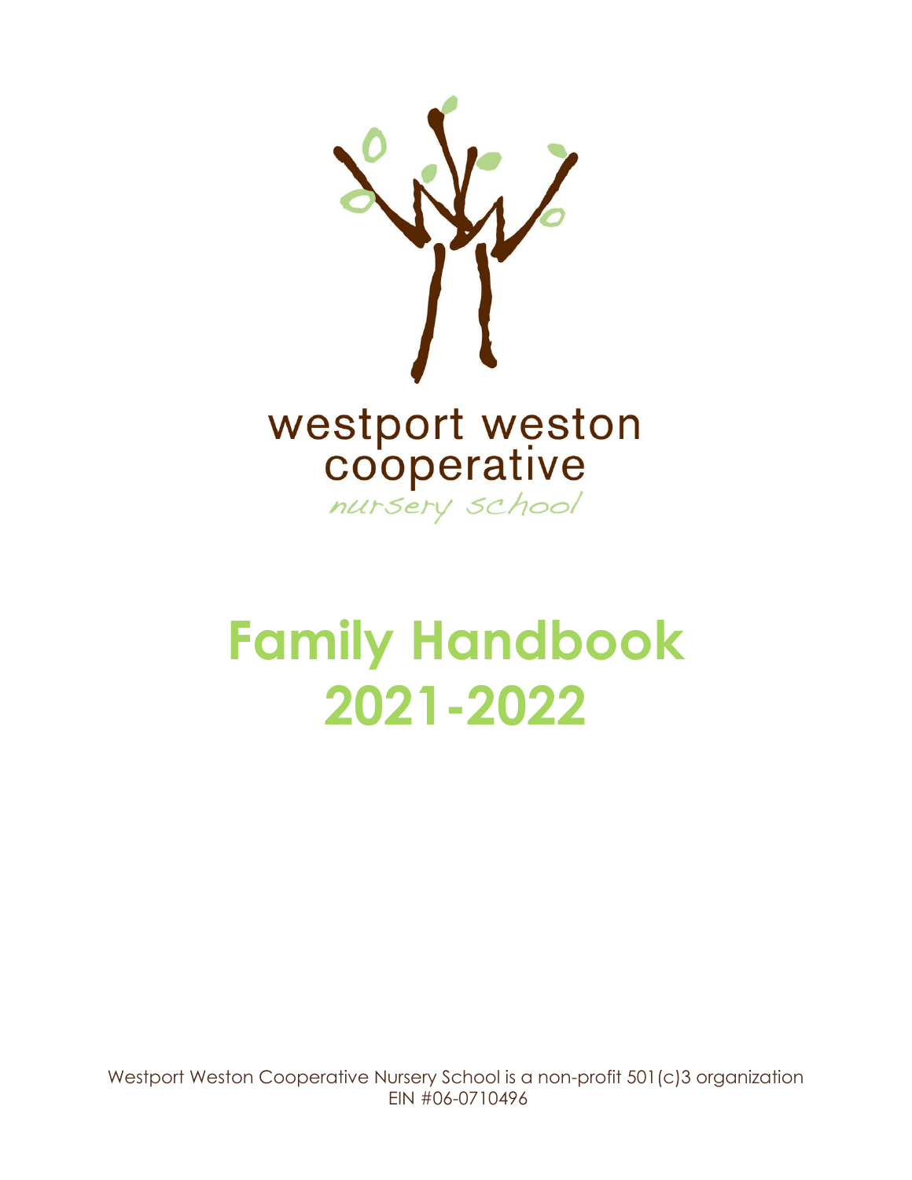westport weston cooperative

nursery school

# Family Handbook 2021-2022

Westport Weston Cooperative Nursery School is a non-profit 501(c)3 organization
EIN #06-0710496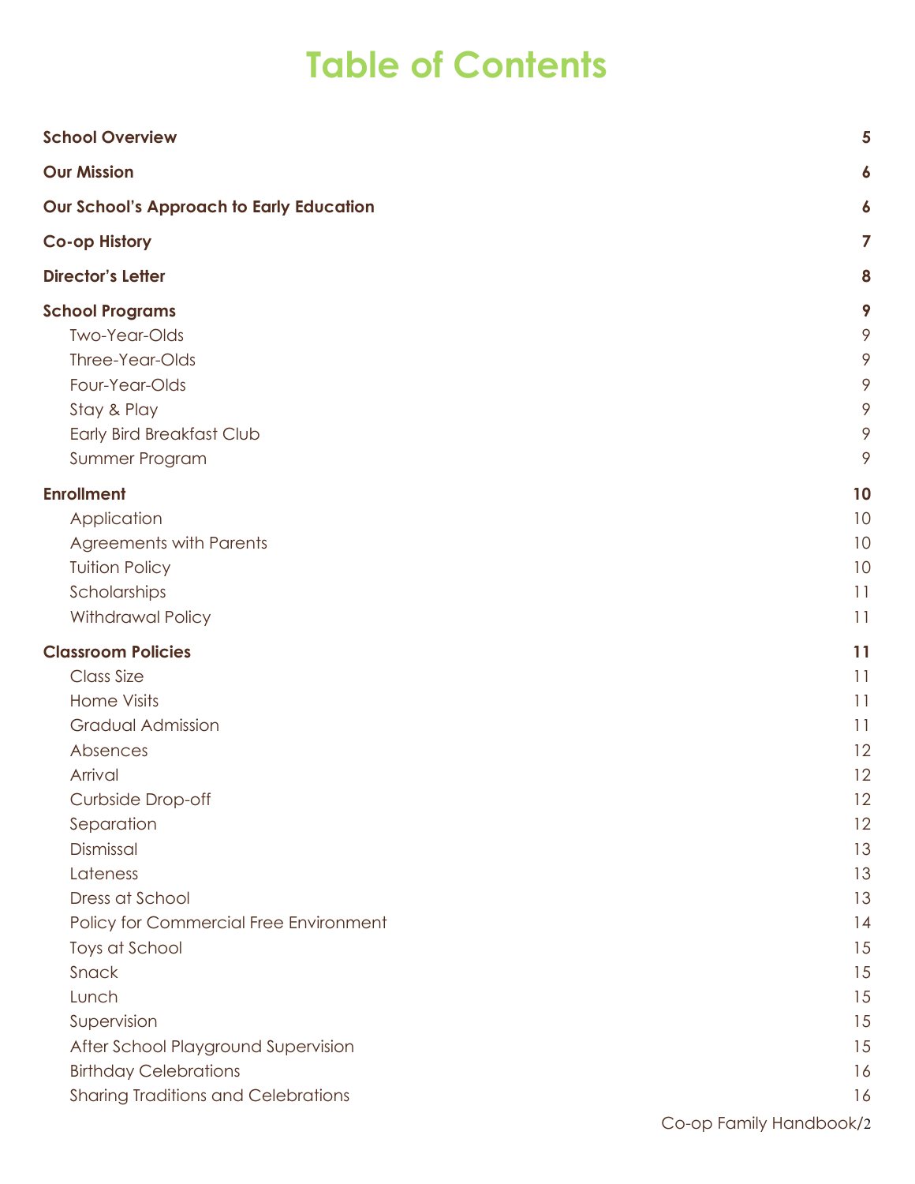# Table of Contents

| | |
|---|---|
| **School Overview** | **5** |
| **Our Mission** | **6** |
| **Our School's Approach to Early Education** | **6** |
| **Co-op History** | **7** |
| **Director's Letter** | **8** |
| **School Programs** | **9** |
| Two-Year-Olds | 9 |
| Three-Year-Olds | 9 |
| Four-Year-Olds | 9 |
| Stay & Play | 9 |
| Early Bird Breakfast Club | 9 |
| Summer Program | 9 |
| **Enrollment** | **10** |
| Application | 10 |
| Agreements with Parents | 10 |
| Tuition Policy | 10 |
| Scholarships | 11 |
| Withdrawal Policy | 11 |
| **Classroom Policies** | **11** |
| Class Size | 11 |
| Home Visits | 11 |
| Gradual Admission | 11 |
| Absences | 12 |
| Arrival | 12 |
| Curbside Drop-off | 12 |
| Separation | 12 |
| Dismissal | 13 |
| Lateness | 13 |
| Dress at School | 13 |
| Policy for Commercial Free Environment | 14 |
| Toys at School | 15 |
| Snack | 15 |
| Lunch | 15 |
| Supervision | 15 |
| After School Playground Supervision | 15 |
| Birthday Celebrations | 16 |
| Sharing Traditions and Celebrations | 16 |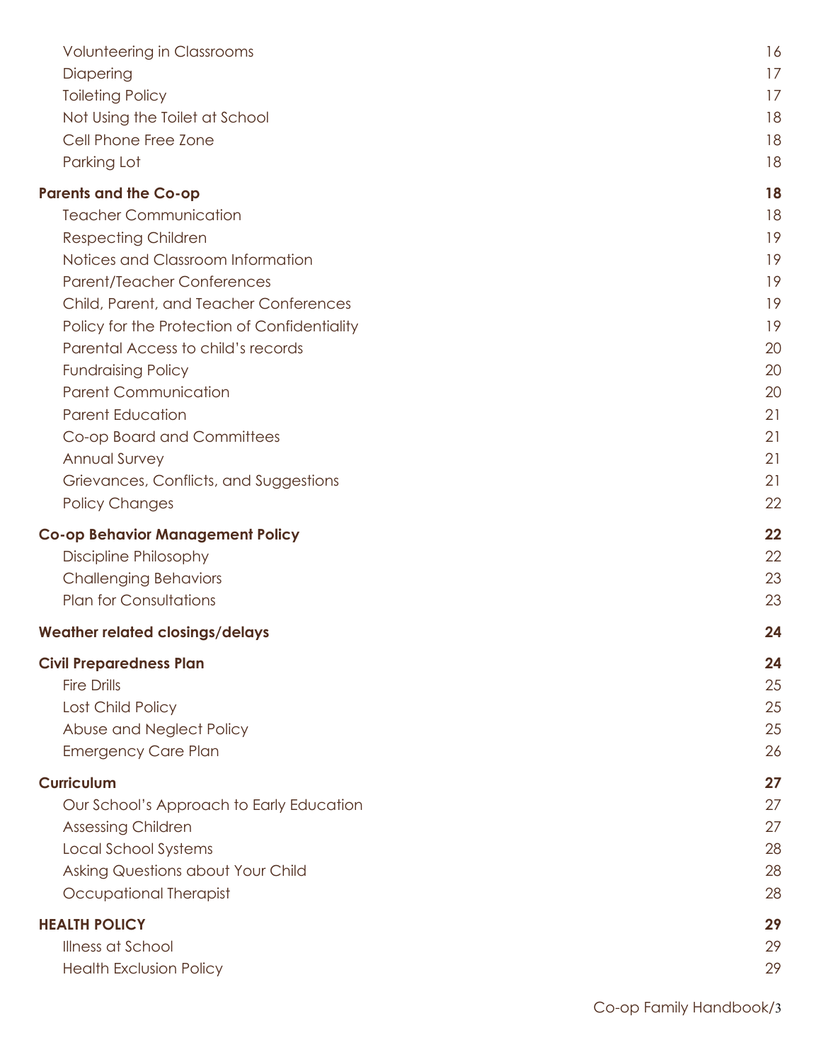Volunteering in Classrooms 16
Diapering 17
Toileting Policy 17
Not Using the Toilet at School 18
Cell Phone Free Zone 18
Parking Lot 18

**Parents and the Co-op 18**
Teacher Communication 18
Respecting Children 19
Notices and Classroom Information 19
Parent/Teacher Conferences 19
Child, Parent, and Teacher Conferences 19
Policy for the Protection of Confidentiality 19
Parental Access to child's records 20
Fundraising Policy 20
Parent Communication 20
Parent Education 21
Co-op Board and Committees 21
Annual Survey 21
Grievances, Conflicts, and Suggestions 21
Policy Changes 22

**Co-op Behavior Management Policy 22**
Discipline Philosophy 22
Challenging Behaviors 23
Plan for Consultations 23

**Weather related closings/delays 24**

**Civil Preparedness Plan 24**
Fire Drills 25
Lost Child Policy 25
Abuse and Neglect Policy 25
Emergency Care Plan 26

**Curriculum 27**
Our School's Approach to Early Education 27
Assessing Children 27
Local School Systems 28
Asking Questions about Your Child 28
Occupational Therapist 28

**HEALTH POLICY 29**
Illness at School 29
Health Exclusion Policy 29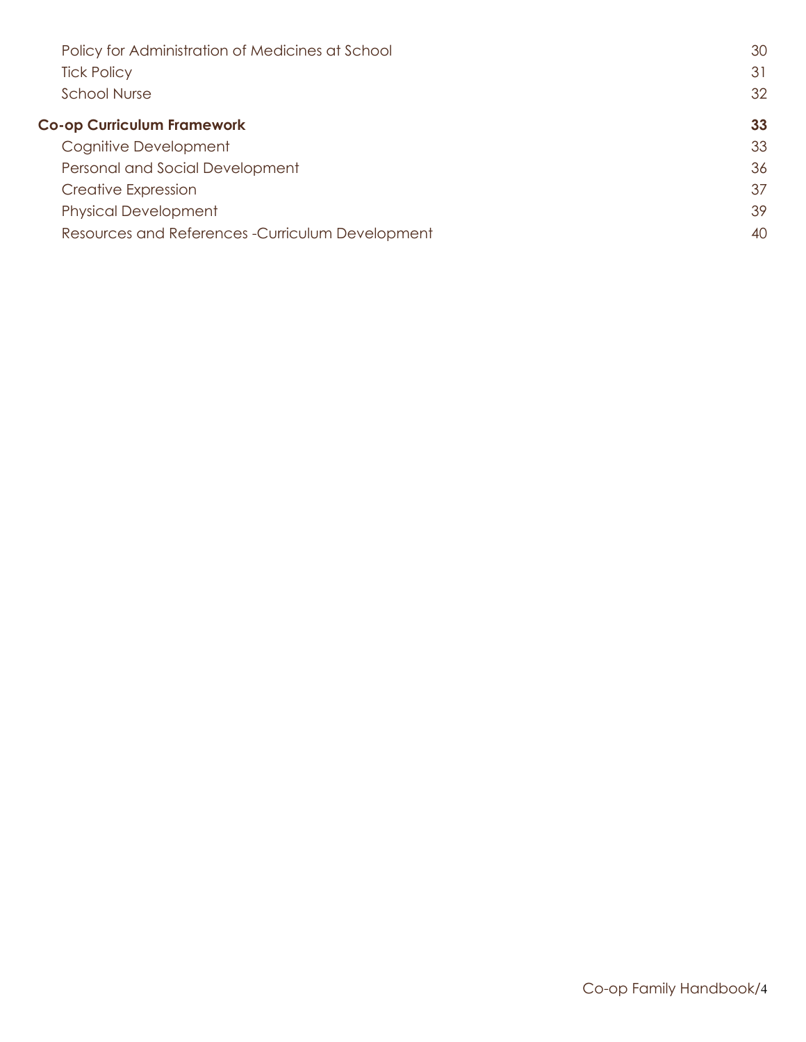Policy for Administration of Medicines at School 30
Tick Policy 31
School Nurse 32

**Co-op Curriculum Framework** **33**

Cognitive Development 33
Personal and Social Development 36
Creative Expression 37
Physical Development 39
Resources and References -Curriculum Development 40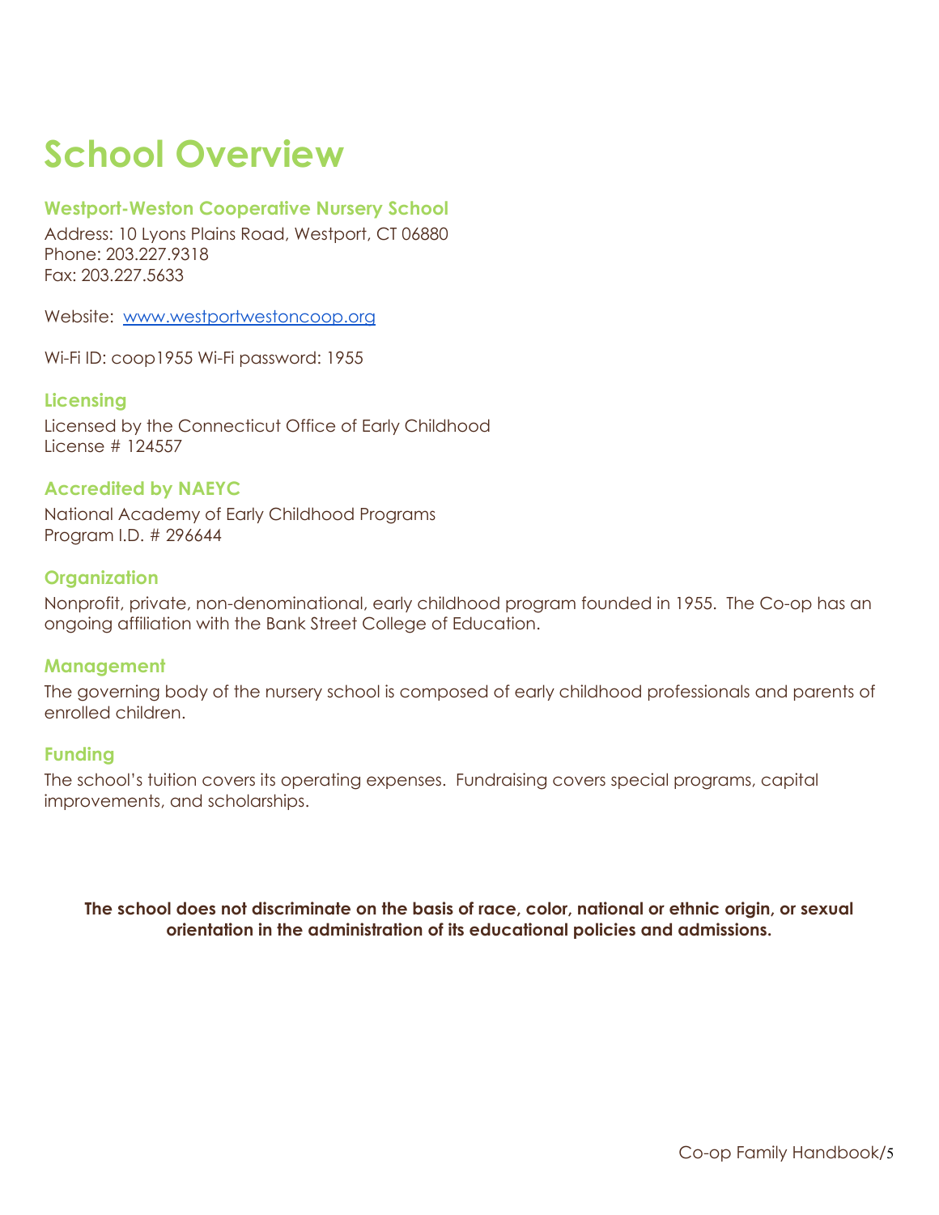# School Overview

### Westport-Weston Cooperative Nursery School

Address: 10 Lyons Plains Road, Westport, CT 06880
Phone: 203.227.9318
Fax: 203.227.5633

Website: [www.westportwestoncoop.org](http://www.westportwestoncoop.org)

Wi-Fi ID: coop1955 Wi-Fi password: 1955

### Licensing

Licensed by the Connecticut Office of Early Childhood
License # 124557

### Accredited by NAEYC

National Academy of Early Childhood Programs
Program I.D. # 296644

### Organization

Nonprofit, private, non-denominational, early childhood program founded in 1955. The Co-op has an ongoing affiliation with the Bank Street College of Education.

### Management

The governing body of the nursery school is composed of early childhood professionals and parents of enrolled children.

### Funding

The school's tuition covers its operating expenses. Fundraising covers special programs, capital improvements, and scholarships.

**The school does not discriminate on the basis of race, color, national or ethnic origin, or sexual orientation in the administration of its educational policies and admissions.**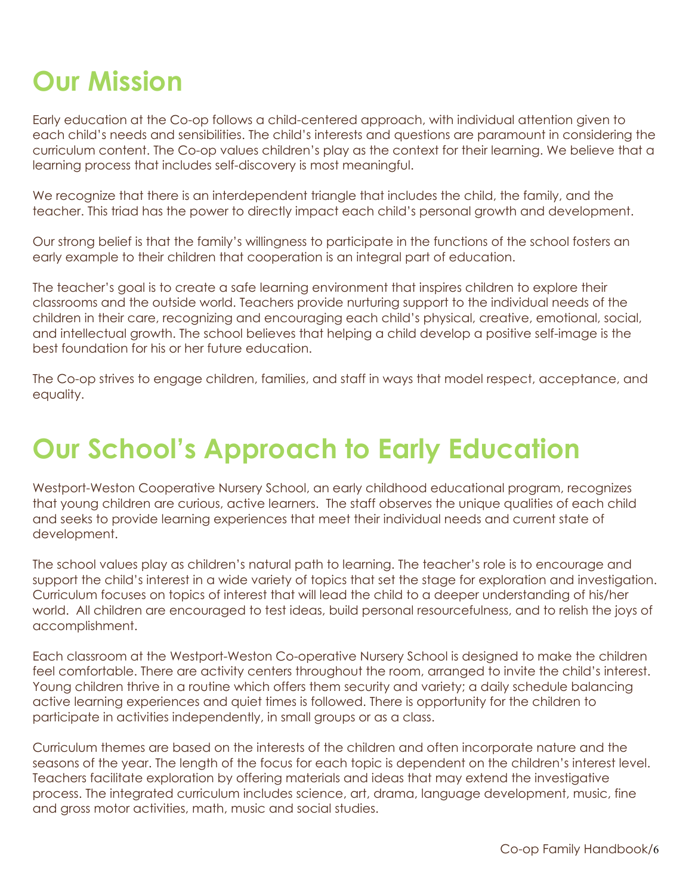# Our Mission

Early education at the Co-op follows a child-centered approach, with individual attention given to each child's needs and sensibilities. The child's interests and questions are paramount in considering the curriculum content. The Co-op values children's play as the context for their learning. We believe that a learning process that includes self-discovery is most meaningful.

We recognize that there is an interdependent triangle that includes the child, the family, and the teacher. This triad has the power to directly impact each child's personal growth and development.

Our strong belief is that the family's willingness to participate in the functions of the school fosters an early example to their children that cooperation is an integral part of education.

The teacher's goal is to create a safe learning environment that inspires children to explore their classrooms and the outside world. Teachers provide nurturing support to the individual needs of the children in their care, recognizing and encouraging each child's physical, creative, emotional, social, and intellectual growth. The school believes that helping a child develop a positive self-image is the best foundation for his or her future education.

The Co-op strives to engage children, families, and staff in ways that model respect, acceptance, and equality.

# Our School's Approach to Early Education

Westport-Weston Cooperative Nursery School, an early childhood educational program, recognizes that young children are curious, active learners. The staff observes the unique qualities of each child and seeks to provide learning experiences that meet their individual needs and current state of development.

The school values play as children's natural path to learning. The teacher's role is to encourage and support the child's interest in a wide variety of topics that set the stage for exploration and investigation. Curriculum focuses on topics of interest that will lead the child to a deeper understanding of his/her world. All children are encouraged to test ideas, build personal resourcefulness, and to relish the joys of accomplishment.

Each classroom at the Westport-Weston Co-operative Nursery School is designed to make the children feel comfortable. There are activity centers throughout the room, arranged to invite the child's interest. Young children thrive in a routine which offers them security and variety; a daily schedule balancing active learning experiences and quiet times is followed. There is opportunity for the children to participate in activities independently, in small groups or as a class.

Curriculum themes are based on the interests of the children and often incorporate nature and the seasons of the year. The length of the focus for each topic is dependent on the children's interest level. Teachers facilitate exploration by offering materials and ideas that may extend the investigative process. The integrated curriculum includes science, art, drama, language development, music, fine and gross motor activities, math, music and social studies.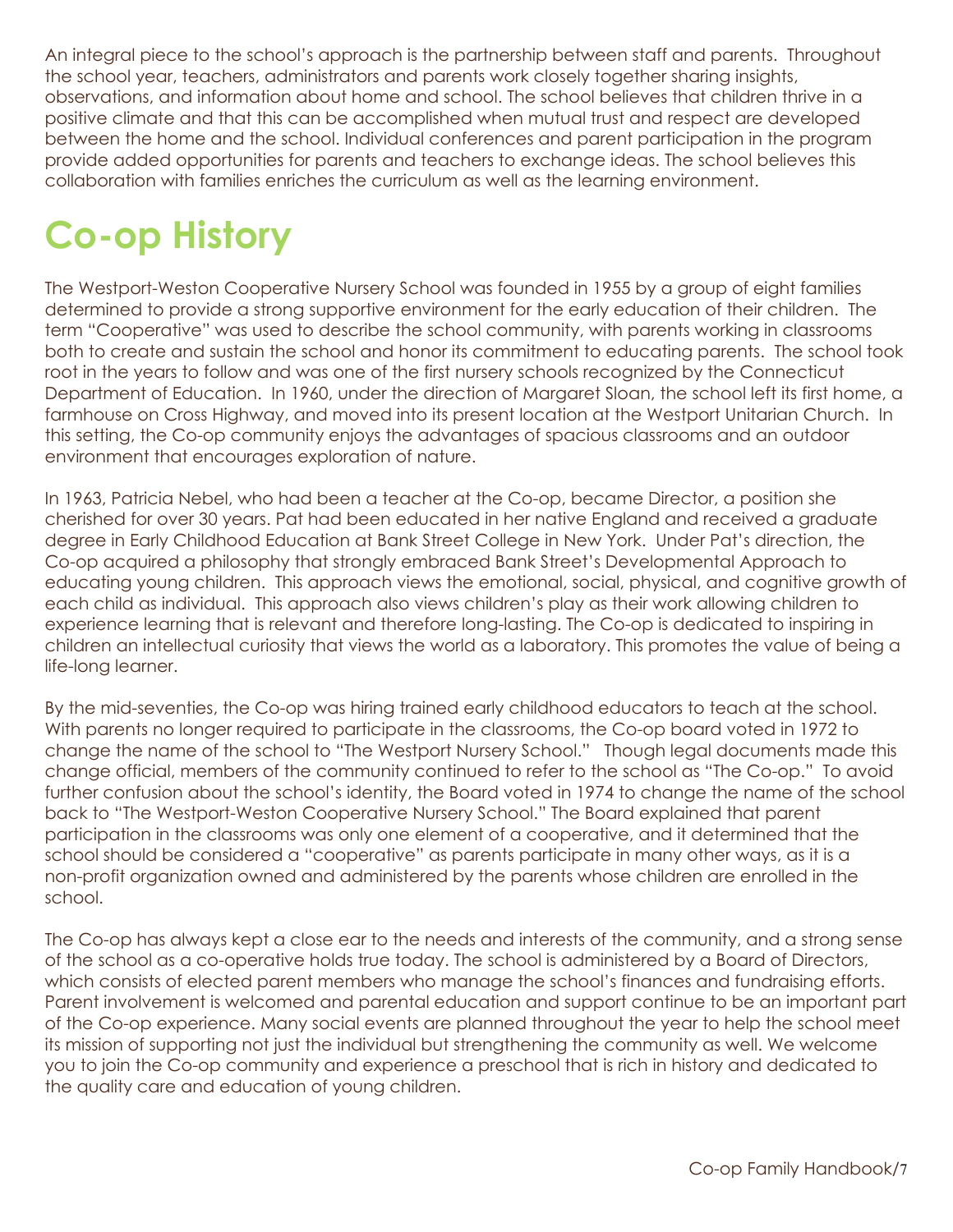An integral piece to the school's approach is the partnership between staff and parents. Throughout the school year, teachers, administrators and parents work closely together sharing insights, observations, and information about home and school. The school believes that children thrive in a positive climate and that this can be accomplished when mutual trust and respect are developed between the home and the school. Individual conferences and parent participation in the program provide added opportunities for parents and teachers to exchange ideas. The school believes this collaboration with families enriches the curriculum as well as the learning environment.

# Co-op History

The Westport-Weston Cooperative Nursery School was founded in 1955 by a group of eight families determined to provide a strong supportive environment for the early education of their children. The term "Cooperative" was used to describe the school community, with parents working in classrooms both to create and sustain the school and honor its commitment to educating parents. The school took root in the years to follow and was one of the first nursery schools recognized by the Connecticut Department of Education. In 1960, under the direction of Margaret Sloan, the school left its first home, a farmhouse on Cross Highway, and moved into its present location at the Westport Unitarian Church. In this setting, the Co-op community enjoys the advantages of spacious classrooms and an outdoor environment that encourages exploration of nature.

In 1963, Patricia Nebel, who had been a teacher at the Co-op, became Director, a position she cherished for over 30 years. Pat had been educated in her native England and received a graduate degree in Early Childhood Education at Bank Street College in New York. Under Pat's direction, the Co-op acquired a philosophy that strongly embraced Bank Street's Developmental Approach to educating young children. This approach views the emotional, social, physical, and cognitive growth of each child as individual. This approach also views children's play as their work allowing children to experience learning that is relevant and therefore long-lasting. The Co-op is dedicated to inspiring in children an intellectual curiosity that views the world as a laboratory. This promotes the value of being a life-long learner.

By the mid-seventies, the Co-op was hiring trained early childhood educators to teach at the school. With parents no longer required to participate in the classrooms, the Co-op board voted in 1972 to change the name of the school to "The Westport Nursery School." Though legal documents made this change official, members of the community continued to refer to the school as "The Co-op." To avoid further confusion about the school's identity, the Board voted in 1974 to change the name of the school back to "The Westport-Weston Cooperative Nursery School." The Board explained that parent participation in the classrooms was only one element of a cooperative, and it determined that the school should be considered a "cooperative" as parents participate in many other ways, as it is a non-profit organization owned and administered by the parents whose children are enrolled in the school.

The Co-op has always kept a close ear to the needs and interests of the community, and a strong sense of the school as a co-operative holds true today. The school is administered by a Board of Directors, which consists of elected parent members who manage the school's finances and fundraising efforts. Parent involvement is welcomed and parental education and support continue to be an important part of the Co-op experience. Many social events are planned throughout the year to help the school meet its mission of supporting not just the individual but strengthening the community as well. We welcome you to join the Co-op community and experience a preschool that is rich in history and dedicated to the quality care and education of young children.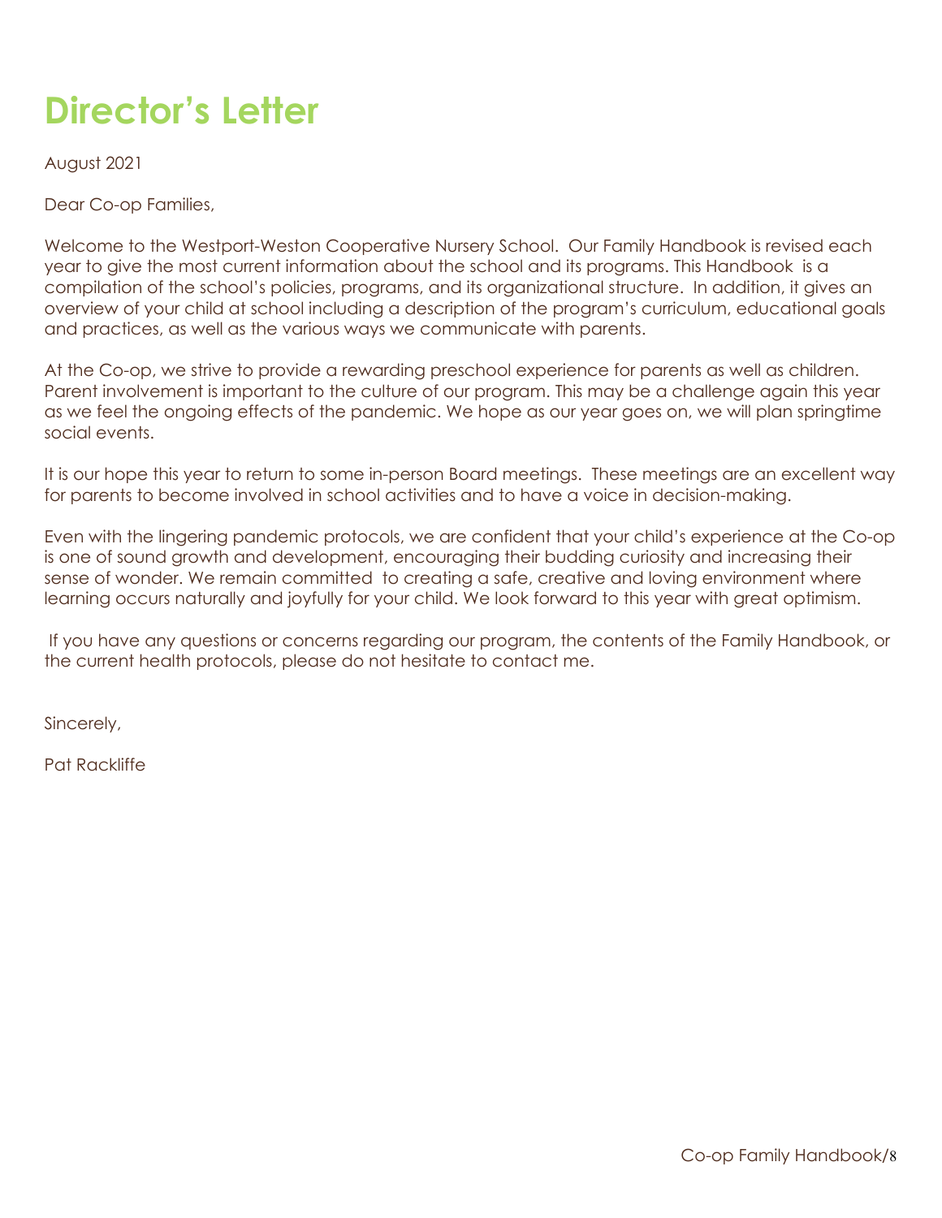# Director's Letter

August 2021

Dear Co-op Families,

Welcome to the Westport-Weston Cooperative Nursery School. Our Family Handbook is revised each year to give the most current information about the school and its programs. This Handbook is a compilation of the school's policies, programs, and its organizational structure. In addition, it gives an overview of your child at school including a description of the program's curriculum, educational goals and practices, as well as the various ways we communicate with parents.

At the Co-op, we strive to provide a rewarding preschool experience for parents as well as children. Parent involvement is important to the culture of our program. This may be a challenge again this year as we feel the ongoing effects of the pandemic. We hope as our year goes on, we will plan springtime social events.

It is our hope this year to return to some in-person Board meetings. These meetings are an excellent way for parents to become involved in school activities and to have a voice in decision-making.

Even with the lingering pandemic protocols, we are confident that your child's experience at the Co-op is one of sound growth and development, encouraging their budding curiosity and increasing their sense of wonder. We remain committed to creating a safe, creative and loving environment where learning occurs naturally and joyfully for your child. We look forward to this year with great optimism.

If you have any questions or concerns regarding our program, the contents of the Family Handbook, or the current health protocols, please do not hesitate to contact me.

Sincerely,

Pat Rackliffe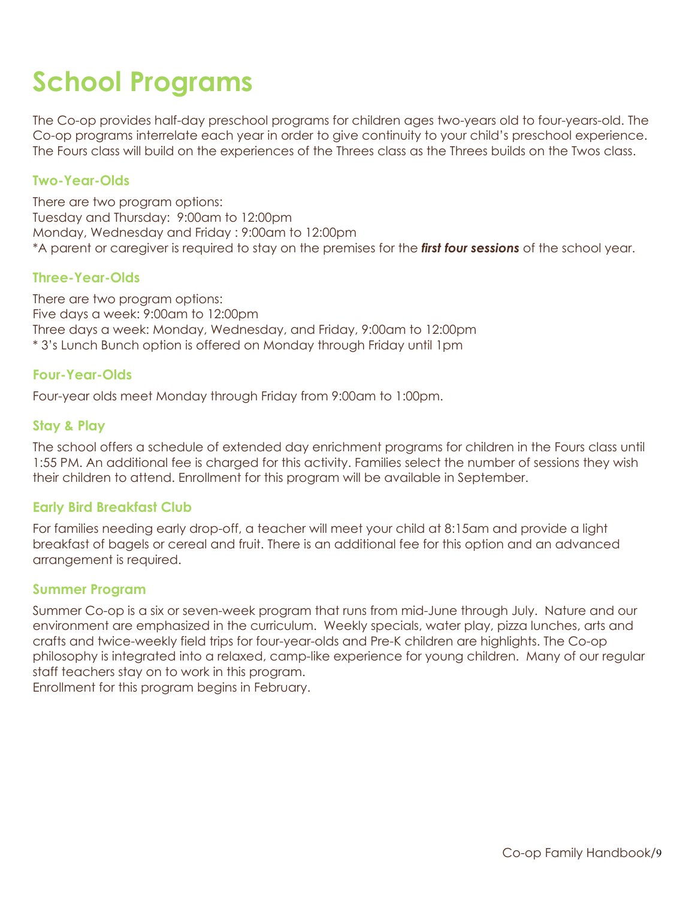# School Programs

The Co-op provides half-day preschool programs for children ages two-years old to four-years-old. The Co-op programs interrelate each year in order to give continuity to your child's preschool experience. The Fours class will build on the experiences of the Threes class as the Threes builds on the Twos class.

### Two-Year-Olds

There are two program options:
Tuesday and Thursday: 9:00am to 12:00pm
Monday, Wednesday and Friday : 9:00am to 12:00pm
*A parent or caregiver is required to stay on the premises for the ***first four sessions*** of the school year.

### Three-Year-Olds

There are two program options:
Five days a week: 9:00am to 12:00pm
Three days a week: Monday, Wednesday, and Friday, 9:00am to 12:00pm
* 3's Lunch Bunch option is offered on Monday through Friday until 1pm

### Four-Year-Olds

Four-year olds meet Monday through Friday from 9:00am to 1:00pm.

### Stay & Play

The school offers a schedule of extended day enrichment programs for children in the Fours class until 1:55 PM. An additional fee is charged for this activity. Families select the number of sessions they wish their children to attend. Enrollment for this program will be available in September.

### Early Bird Breakfast Club

For families needing early drop-off, a teacher will meet your child at 8:15am and provide a light breakfast of bagels or cereal and fruit. There is an additional fee for this option and an advanced arrangement is required.

### Summer Program

Summer Co-op is a six or seven-week program that runs from mid-June through July. Nature and our environment are emphasized in the curriculum. Weekly specials, water play, pizza lunches, arts and crafts and twice-weekly field trips for four-year-olds and Pre-K children are highlights. The Co-op philosophy is integrated into a relaxed, camp-like experience for young children. Many of our regular staff teachers stay on to work in this program.
Enrollment for this program begins in February.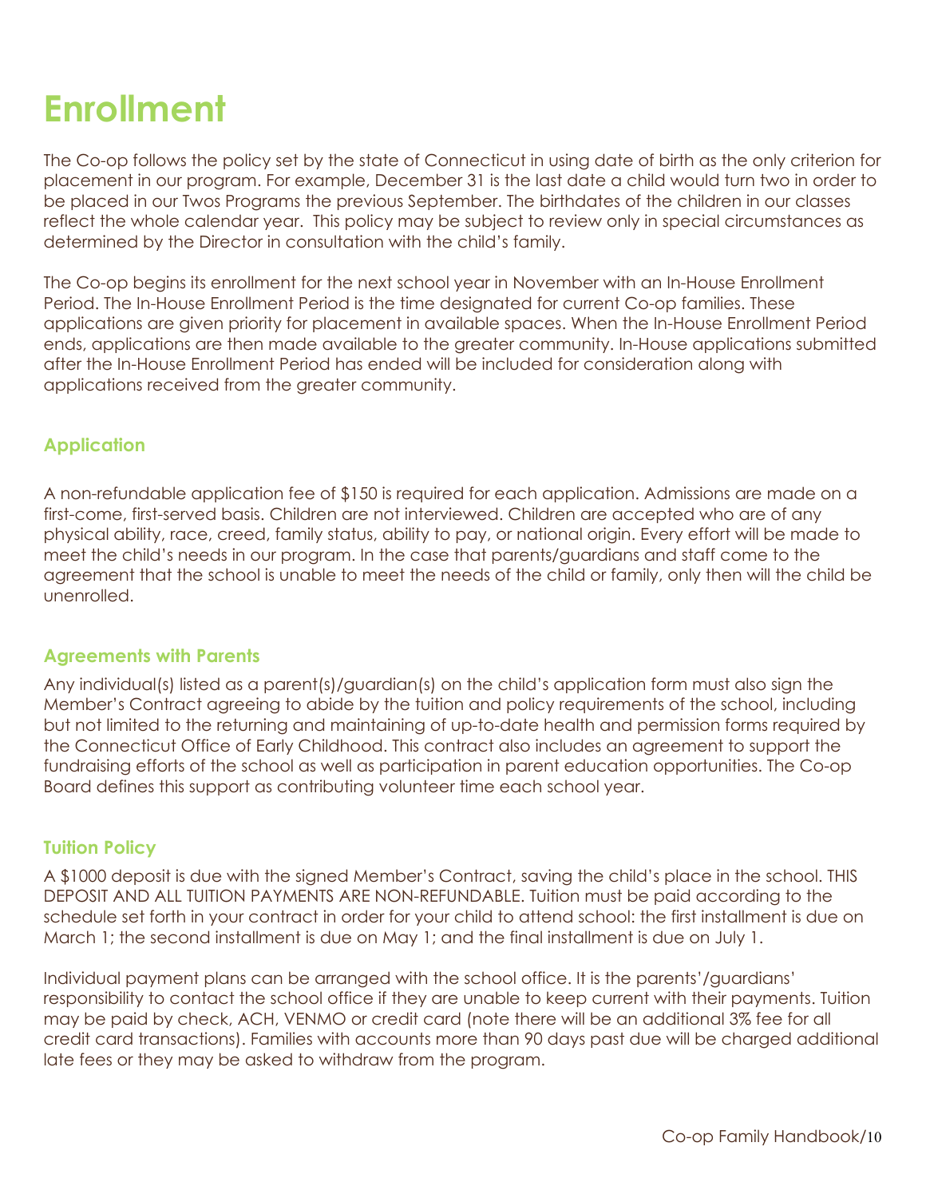# Enrollment

The Co-op follows the policy set by the state of Connecticut in using date of birth as the only criterion for placement in our program. For example, December 31 is the last date a child would turn two in order to be placed in our Twos Programs the previous September. The birthdates of the children in our classes reflect the whole calendar year. This policy may be subject to review only in special circumstances as determined by the Director in consultation with the child's family.

The Co-op begins its enrollment for the next school year in November with an In-House Enrollment Period. The In-House Enrollment Period is the time designated for current Co-op families. These applications are given priority for placement in available spaces. When the In-House Enrollment Period ends, applications are then made available to the greater community. In-House applications submitted after the In-House Enrollment Period has ended will be included for consideration along with applications received from the greater community.

## Application

A non-refundable application fee of $150 is required for each application. Admissions are made on a first-come, first-served basis. Children are not interviewed. Children are accepted who are of any physical ability, race, creed, family status, ability to pay, or national origin. Every effort will be made to meet the child's needs in our program. In the case that parents/guardians and staff come to the agreement that the school is unable to meet the needs of the child or family, only then will the child be unenrolled.

## Agreements with Parents

Any individual(s) listed as a parent(s)/guardian(s) on the child's application form must also sign the Member's Contract agreeing to abide by the tuition and policy requirements of the school, including but not limited to the returning and maintaining of up-to-date health and permission forms required by the Connecticut Office of Early Childhood. This contract also includes an agreement to support the fundraising efforts of the school as well as participation in parent education opportunities. The Co-op Board defines this support as contributing volunteer time each school year.

## Tuition Policy

A $1000 deposit is due with the signed Member's Contract, saving the child's place in the school. THIS DEPOSIT AND ALL TUITION PAYMENTS ARE NON-REFUNDABLE. Tuition must be paid according to the schedule set forth in your contract in order for your child to attend school: the first installment is due on March 1; the second installment is due on May 1; and the final installment is due on July 1.

Individual payment plans can be arranged with the school office. It is the parents'/guardians' responsibility to contact the school office if they are unable to keep current with their payments. Tuition may be paid by check, ACH, VENMO or credit card (note there will be an additional 3% fee for all credit card transactions). Families with accounts more than 90 days past due will be charged additional late fees or they may be asked to withdraw from the program.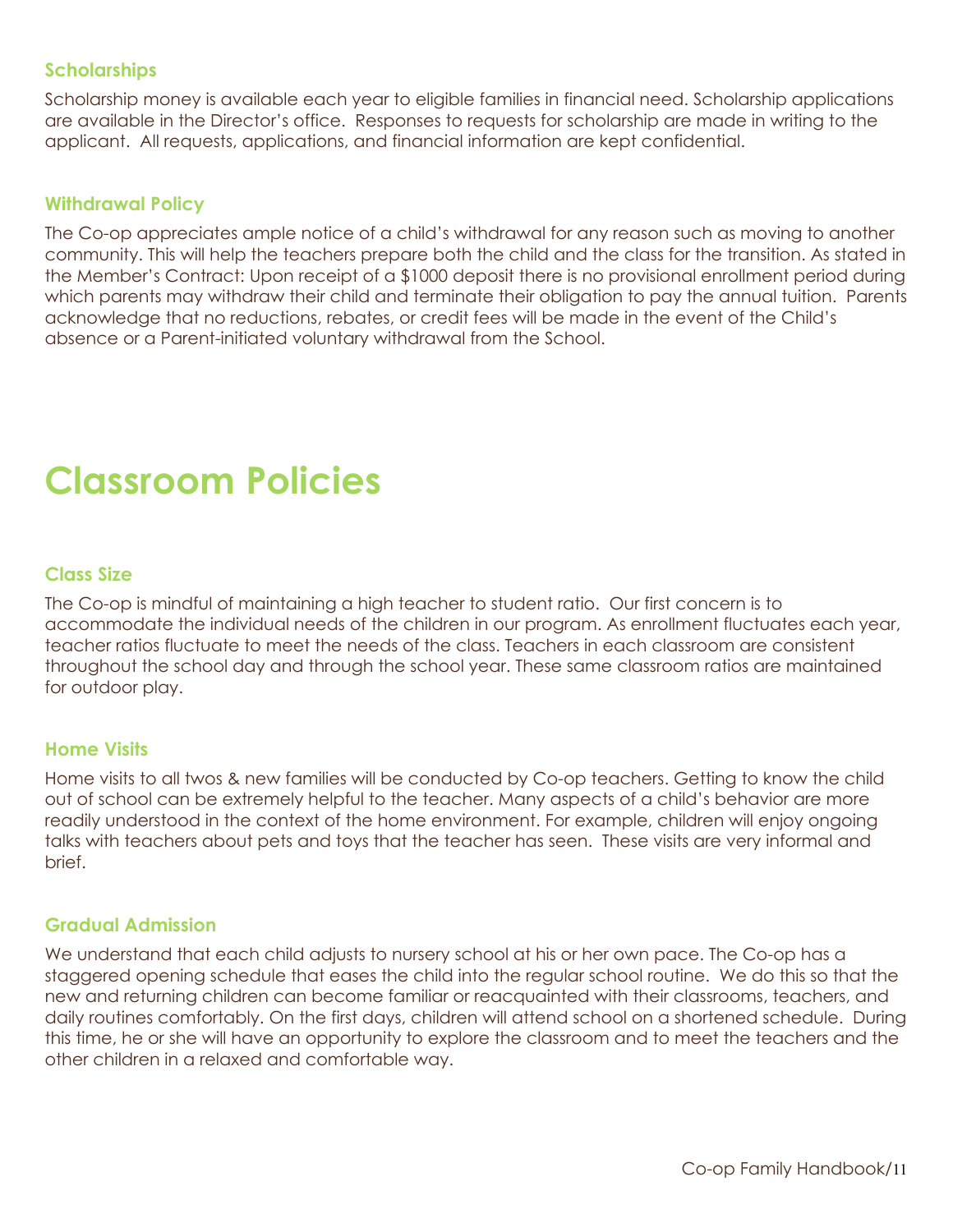### Scholarships

Scholarship money is available each year to eligible families in financial need. Scholarship applications are available in the Director's office. Responses to requests for scholarship are made in writing to the applicant. All requests, applications, and financial information are kept confidential.

### Withdrawal Policy

The Co-op appreciates ample notice of a child's withdrawal for any reason such as moving to another community. This will help the teachers prepare both the child and the class for the transition. As stated in the Member's Contract: Upon receipt of a $1000 deposit there is no provisional enrollment period during which parents may withdraw their child and terminate their obligation to pay the annual tuition. Parents acknowledge that no reductions, rebates, or credit fees will be made in the event of the Child's absence or a Parent-initiated voluntary withdrawal from the School.

# Classroom Policies

### Class Size

The Co-op is mindful of maintaining a high teacher to student ratio. Our first concern is to accommodate the individual needs of the children in our program. As enrollment fluctuates each year, teacher ratios fluctuate to meet the needs of the class. Teachers in each classroom are consistent throughout the school day and through the school year. These same classroom ratios are maintained for outdoor play.

### Home Visits

Home visits to all twos & new families will be conducted by Co-op teachers. Getting to know the child out of school can be extremely helpful to the teacher. Many aspects of a child's behavior are more readily understood in the context of the home environment. For example, children will enjoy ongoing talks with teachers about pets and toys that the teacher has seen. These visits are very informal and brief.

### Gradual Admission

We understand that each child adjusts to nursery school at his or her own pace. The Co-op has a staggered opening schedule that eases the child into the regular school routine. We do this so that the new and returning children can become familiar or reacquainted with their classrooms, teachers, and daily routines comfortably. On the first days, children will attend school on a shortened schedule. During this time, he or she will have an opportunity to explore the classroom and to meet the teachers and the other children in a relaxed and comfortable way.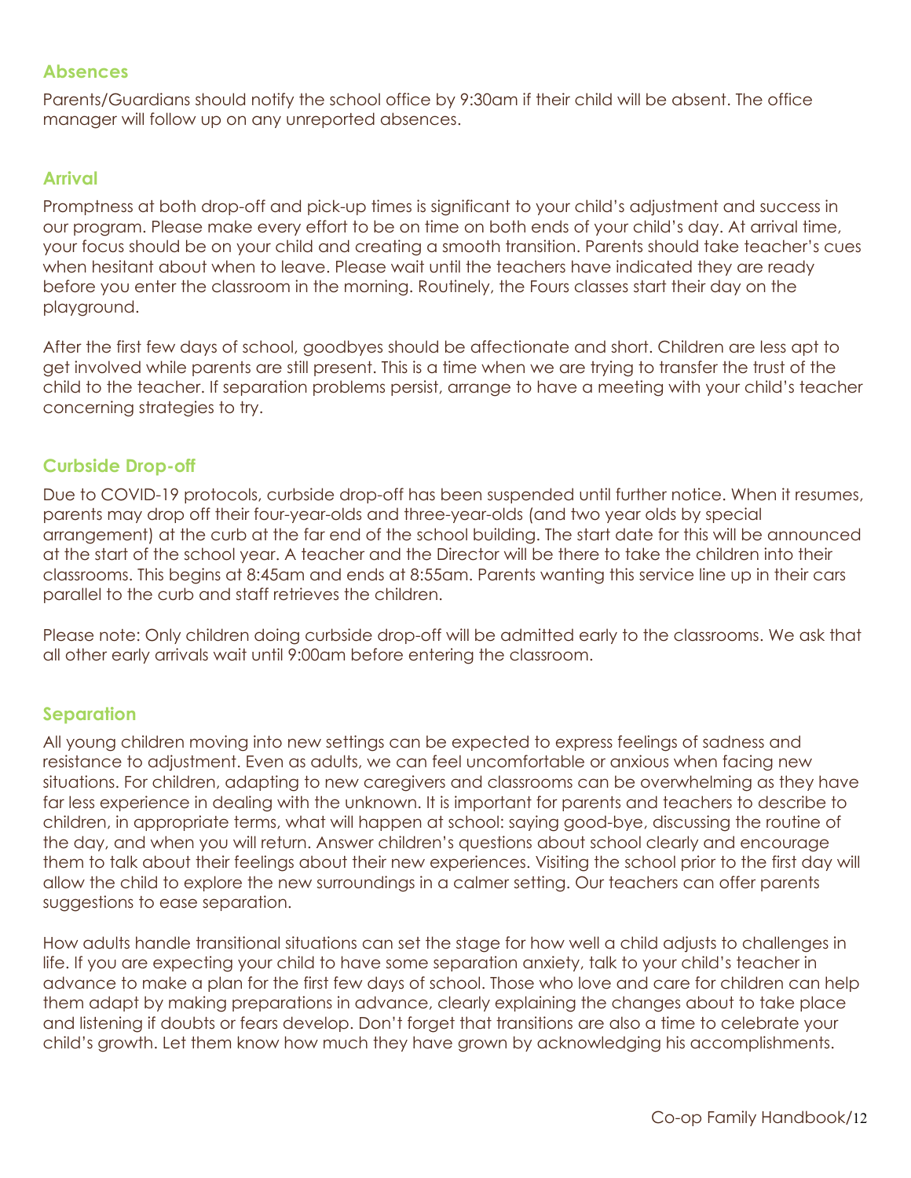## Absences

Parents/Guardians should notify the school office by 9:30am if their child will be absent. The office manager will follow up on any unreported absences.

## Arrival

Promptness at both drop-off and pick-up times is significant to your child's adjustment and success in our program. Please make every effort to be on time on both ends of your child's day. At arrival time, your focus should be on your child and creating a smooth transition. Parents should take teacher's cues when hesitant about when to leave. Please wait until the teachers have indicated they are ready before you enter the classroom in the morning. Routinely, the Fours classes start their day on the playground.

After the first few days of school, goodbyes should be affectionate and short. Children are less apt to get involved while parents are still present. This is a time when we are trying to transfer the trust of the child to the teacher. If separation problems persist, arrange to have a meeting with your child's teacher concerning strategies to try.

## Curbside Drop-off

Due to COVID-19 protocols, curbside drop-off has been suspended until further notice. When it resumes, parents may drop off their four-year-olds and three-year-olds (and two year olds by special arrangement) at the curb at the far end of the school building. The start date for this will be announced at the start of the school year. A teacher and the Director will be there to take the children into their classrooms. This begins at 8:45am and ends at 8:55am. Parents wanting this service line up in their cars parallel to the curb and staff retrieves the children.

Please note: Only children doing curbside drop-off will be admitted early to the classrooms. We ask that all other early arrivals wait until 9:00am before entering the classroom.

## Separation

All young children moving into new settings can be expected to express feelings of sadness and resistance to adjustment. Even as adults, we can feel uncomfortable or anxious when facing new situations. For children, adapting to new caregivers and classrooms can be overwhelming as they have far less experience in dealing with the unknown. It is important for parents and teachers to describe to children, in appropriate terms, what will happen at school: saying good-bye, discussing the routine of the day, and when you will return. Answer children's questions about school clearly and encourage them to talk about their feelings about their new experiences. Visiting the school prior to the first day will allow the child to explore the new surroundings in a calmer setting. Our teachers can offer parents suggestions to ease separation.

How adults handle transitional situations can set the stage for how well a child adjusts to challenges in life. If you are expecting your child to have some separation anxiety, talk to your child's teacher in advance to make a plan for the first few days of school. Those who love and care for children can help them adapt by making preparations in advance, clearly explaining the changes about to take place and listening if doubts or fears develop. Don't forget that transitions are also a time to celebrate your child's growth. Let them know how much they have grown by acknowledging his accomplishments.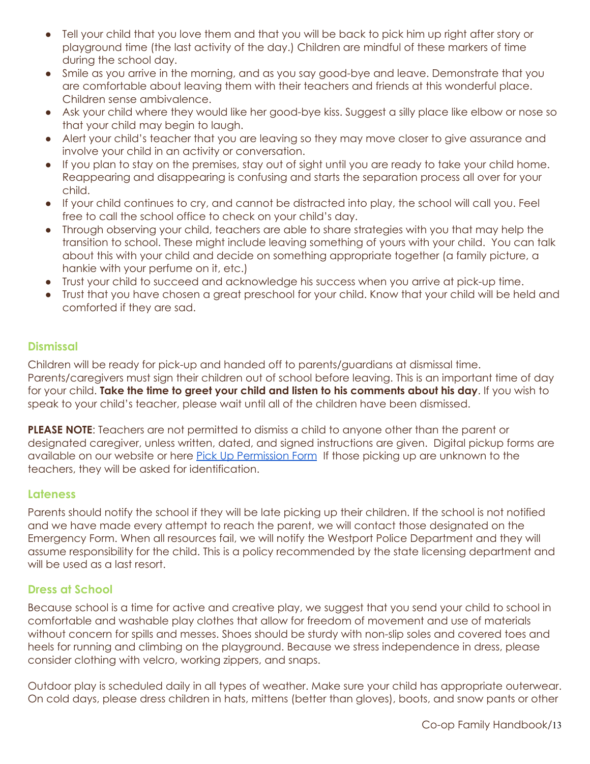- Tell your child that you love them and that you will be back to pick him up right after story or playground time (the last activity of the day.) Children are mindful of these markers of time during the school day.
- Smile as you arrive in the morning, and as you say good-bye and leave. Demonstrate that you are comfortable about leaving them with their teachers and friends at this wonderful place. Children sense ambivalence.
- Ask your child where they would like her good-bye kiss. Suggest a silly place like elbow or nose so that your child may begin to laugh.
- Alert your child's teacher that you are leaving so they may move closer to give assurance and involve your child in an activity or conversation.
- If you plan to stay on the premises, stay out of sight until you are ready to take your child home. Reappearing and disappearing is confusing and starts the separation process all over for your child.
- If your child continues to cry, and cannot be distracted into play, the school will call you. Feel free to call the school office to check on your child's day.
- Through observing your child, teachers are able to share strategies with you that may help the transition to school. These might include leaving something of yours with your child. You can talk about this with your child and decide on something appropriate together (a family picture, a hankie with your perfume on it, etc.)
- Trust your child to succeed and acknowledge his success when you arrive at pick-up time.
- Trust that you have chosen a great preschool for your child. Know that your child will be held and comforted if they are sad.

### Dismissal

Children will be ready for pick-up and handed off to parents/guardians at dismissal time. Parents/caregivers must sign their children out of school before leaving. This is an important time of day for your child. **Take the time to greet your child and listen to his comments about his day**. If you wish to speak to your child's teacher, please wait until all of the children have been dismissed.

**PLEASE NOTE**: Teachers are not permitted to dismiss a child to anyone other than the parent or designated caregiver, unless written, dated, and signed instructions are given. Digital pickup forms are available on our website or here Pick Up Permission Form If those picking up are unknown to the teachers, they will be asked for identification.

### Lateness

Parents should notify the school if they will be late picking up their children. If the school is not notified and we have made every attempt to reach the parent, we will contact those designated on the Emergency Form. When all resources fail, we will notify the Westport Police Department and they will assume responsibility for the child. This is a policy recommended by the state licensing department and will be used as a last resort.

### Dress at School

Because school is a time for active and creative play, we suggest that you send your child to school in comfortable and washable play clothes that allow for freedom of movement and use of materials without concern for spills and messes. Shoes should be sturdy with non-slip soles and covered toes and heels for running and climbing on the playground. Because we stress independence in dress, please consider clothing with velcro, working zippers, and snaps.

Outdoor play is scheduled daily in all types of weather. Make sure your child has appropriate outerwear. On cold days, please dress children in hats, mittens (better than gloves), boots, and snow pants or other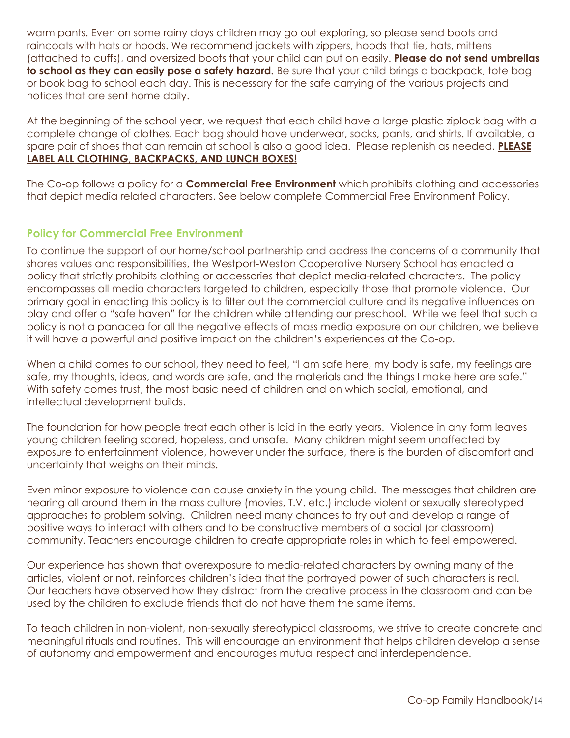warm pants. Even on some rainy days children may go out exploring, so please send boots and raincoats with hats or hoods. We recommend jackets with zippers, hoods that tie, hats, mittens (attached to cuffs), and oversized boots that your child can put on easily. **Please do not send umbrellas to school as they can easily pose a safety hazard.** Be sure that your child brings a backpack, tote bag or book bag to school each day. This is necessary for the safe carrying of the various projects and notices that are sent home daily.

At the beginning of the school year, we request that each child have a large plastic ziplock bag with a complete change of clothes. Each bag should have underwear, socks, pants, and shirts. If available, a spare pair of shoes that can remain at school is also a good idea. Please replenish as needed. **PLEASE LABEL ALL CLOTHING, BACKPACKS, AND LUNCH BOXES!**

The Co-op follows a policy for a **Commercial Free Environment** which prohibits clothing and accessories that depict media related characters. See below complete Commercial Free Environment Policy.

### Policy for Commercial Free Environment

To continue the support of our home/school partnership and address the concerns of a community that shares values and responsibilities, the Westport-Weston Cooperative Nursery School has enacted a policy that strictly prohibits clothing or accessories that depict media-related characters. The policy encompasses all media characters targeted to children, especially those that promote violence. Our primary goal in enacting this policy is to filter out the commercial culture and its negative influences on play and offer a "safe haven" for the children while attending our preschool. While we feel that such a policy is not a panacea for all the negative effects of mass media exposure on our children, we believe it will have a powerful and positive impact on the children's experiences at the Co-op.

When a child comes to our school, they need to feel, "I am safe here, my body is safe, my feelings are safe, my thoughts, ideas, and words are safe, and the materials and the things I make here are safe." With safety comes trust, the most basic need of children and on which social, emotional, and intellectual development builds.

The foundation for how people treat each other is laid in the early years. Violence in any form leaves young children feeling scared, hopeless, and unsafe. Many children might seem unaffected by exposure to entertainment violence, however under the surface, there is the burden of discomfort and uncertainty that weighs on their minds.

Even minor exposure to violence can cause anxiety in the young child. The messages that children are hearing all around them in the mass culture (movies, T.V. etc.) include violent or sexually stereotyped approaches to problem solving. Children need many chances to try out and develop a range of positive ways to interact with others and to be constructive members of a social (or classroom) community. Teachers encourage children to create appropriate roles in which to feel empowered.

Our experience has shown that overexposure to media-related characters by owning many of the articles, violent or not, reinforces children's idea that the portrayed power of such characters is real. Our teachers have observed how they distract from the creative process in the classroom and can be used by the children to exclude friends that do not have them the same items.

To teach children in non-violent, non-sexually stereotypical classrooms, we strive to create concrete and meaningful rituals and routines. This will encourage an environment that helps children develop a sense of autonomy and empowerment and encourages mutual respect and interdependence.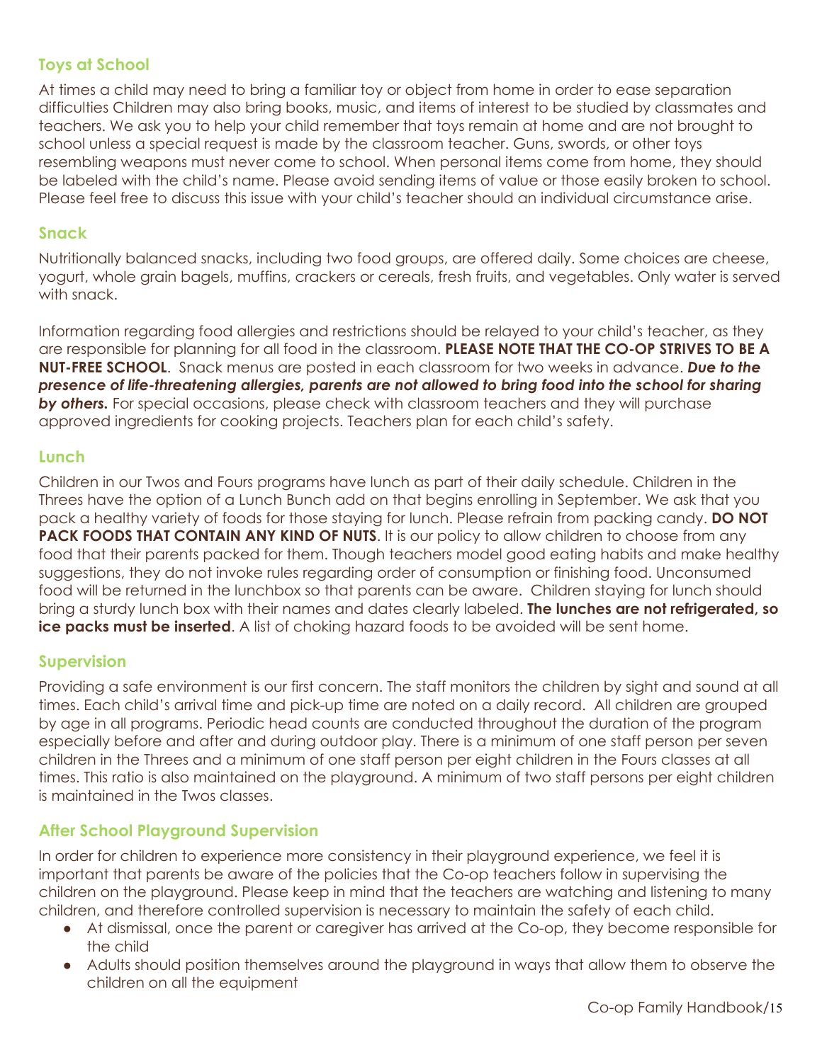## Toys at School

At times a child may need to bring a familiar toy or object from home in order to ease separation difficulties Children may also bring books, music, and items of interest to be studied by classmates and teachers. We ask you to help your child remember that toys remain at home and are not brought to school unless a special request is made by the classroom teacher. Guns, swords, or other toys resembling weapons must never come to school. When personal items come from home, they should be labeled with the child's name. Please avoid sending items of value or those easily broken to school. Please feel free to discuss this issue with your child's teacher should an individual circumstance arise.

## Snack

Nutritionally balanced snacks, including two food groups, are offered daily. Some choices are cheese, yogurt, whole grain bagels, muffins, crackers or cereals, fresh fruits, and vegetables. Only water is served with snack.

Information regarding food allergies and restrictions should be relayed to your child's teacher, as they are responsible for planning for all food in the classroom. **PLEASE NOTE THAT THE CO-OP STRIVES TO BE A NUT-FREE SCHOOL**. Snack menus are posted in each classroom for two weeks in advance. ***Due to the presence of life-threatening allergies, parents are not allowed to bring food into the school for sharing by others.*** For special occasions, please check with classroom teachers and they will purchase approved ingredients for cooking projects. Teachers plan for each child's safety.

## Lunch

Children in our Twos and Fours programs have lunch as part of their daily schedule. Children in the Threes have the option of a Lunch Bunch add on that begins enrolling in September. We ask that you pack a healthy variety of foods for those staying for lunch. Please refrain from packing candy. **DO NOT PACK FOODS THAT CONTAIN ANY KIND OF NUTS**. It is our policy to allow children to choose from any food that their parents packed for them. Though teachers model good eating habits and make healthy suggestions, they do not invoke rules regarding order of consumption or finishing food. Unconsumed food will be returned in the lunchbox so that parents can be aware. Children staying for lunch should bring a sturdy lunch box with their names and dates clearly labeled. **The lunches are not refrigerated, so ice packs must be inserted**. A list of choking hazard foods to be avoided will be sent home.

## Supervision

Providing a safe environment is our first concern. The staff monitors the children by sight and sound at all times. Each child's arrival time and pick-up time are noted on a daily record. All children are grouped by age in all programs. Periodic head counts are conducted throughout the duration of the program especially before and after and during outdoor play. There is a minimum of one staff person per seven children in the Threes and a minimum of one staff person per eight children in the Fours classes at all times. This ratio is also maintained on the playground. A minimum of two staff persons per eight children is maintained in the Twos classes.

## After School Playground Supervision

In order for children to experience more consistency in their playground experience, we feel it is important that parents be aware of the policies that the Co-op teachers follow in supervising the children on the playground. Please keep in mind that the teachers are watching and listening to many children, and therefore controlled supervision is necessary to maintain the safety of each child.

- At dismissal, once the parent or caregiver has arrived at the Co-op, they become responsible for the child
- Adults should position themselves around the playground in ways that allow them to observe the children on all the equipment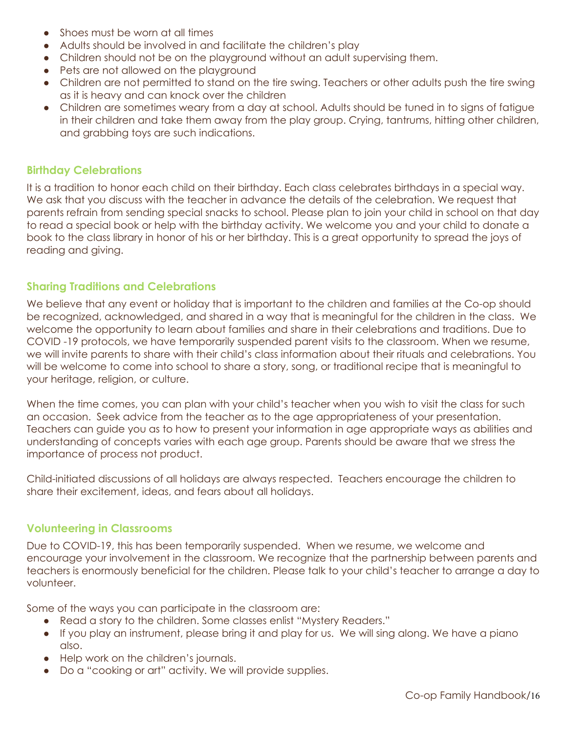- Shoes must be worn at all times
- Adults should be involved in and facilitate the children's play
- Children should not be on the playground without an adult supervising them.
- Pets are not allowed on the playground
- Children are not permitted to stand on the tire swing. Teachers or other adults push the tire swing as it is heavy and can knock over the children
- Children are sometimes weary from a day at school. Adults should be tuned in to signs of fatigue in their children and take them away from the play group. Crying, tantrums, hitting other children, and grabbing toys are such indications.

## Birthday Celebrations

It is a tradition to honor each child on their birthday. Each class celebrates birthdays in a special way. We ask that you discuss with the teacher in advance the details of the celebration. We request that parents refrain from sending special snacks to school. Please plan to join your child in school on that day to read a special book or help with the birthday activity. We welcome you and your child to donate a book to the class library in honor of his or her birthday. This is a great opportunity to spread the joys of reading and giving.

## Sharing Traditions and Celebrations

We believe that any event or holiday that is important to the children and families at the Co-op should be recognized, acknowledged, and shared in a way that is meaningful for the children in the class. We welcome the opportunity to learn about families and share in their celebrations and traditions. Due to COVID -19 protocols, we have temporarily suspended parent visits to the classroom. When we resume, we will invite parents to share with their child's class information about their rituals and celebrations. You will be welcome to come into school to share a story, song, or traditional recipe that is meaningful to your heritage, religion, or culture.

When the time comes, you can plan with your child's teacher when you wish to visit the class for such an occasion. Seek advice from the teacher as to the age appropriateness of your presentation. Teachers can guide you as to how to present your information in age appropriate ways as abilities and understanding of concepts varies with each age group. Parents should be aware that we stress the importance of process not product.

Child-initiated discussions of all holidays are always respected. Teachers encourage the children to share their excitement, ideas, and fears about all holidays.

## Volunteering in Classrooms

Due to COVID-19, this has been temporarily suspended. When we resume, we welcome and encourage your involvement in the classroom. We recognize that the partnership between parents and teachers is enormously beneficial for the children. Please talk to your child's teacher to arrange a day to volunteer.

Some of the ways you can participate in the classroom are:

- Read a story to the children. Some classes enlist "Mystery Readers."
- If you play an instrument, please bring it and play for us. We will sing along. We have a piano also.
- Help work on the children's journals.
- Do a "cooking or art" activity. We will provide supplies.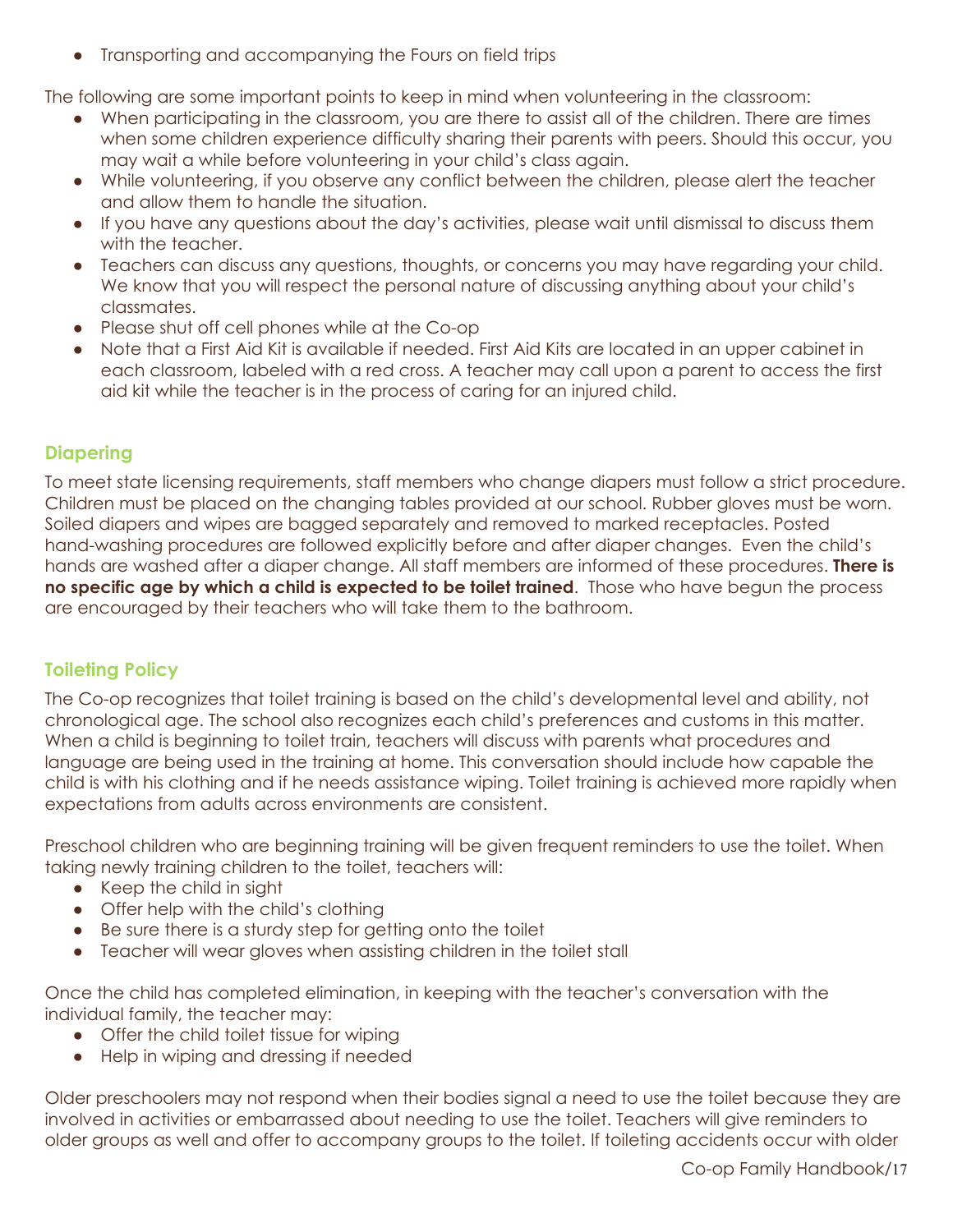- Transporting and accompanying the Fours on field trips

The following are some important points to keep in mind when volunteering in the classroom:

- When participating in the classroom, you are there to assist all of the children. There are times when some children experience difficulty sharing their parents with peers. Should this occur, you may wait a while before volunteering in your child's class again.
- While volunteering, if you observe any conflict between the children, please alert the teacher and allow them to handle the situation.
- If you have any questions about the day's activities, please wait until dismissal to discuss them with the teacher.
- Teachers can discuss any questions, thoughts, or concerns you may have regarding your child. We know that you will respect the personal nature of discussing anything about your child's classmates.
- Please shut off cell phones while at the Co-op
- Note that a First Aid Kit is available if needed. First Aid Kits are located in an upper cabinet in each classroom, labeled with a red cross. A teacher may call upon a parent to access the first aid kit while the teacher is in the process of caring for an injured child.

## Diapering

To meet state licensing requirements, staff members who change diapers must follow a strict procedure. Children must be placed on the changing tables provided at our school. Rubber gloves must be worn. Soiled diapers and wipes are bagged separately and removed to marked receptacles. Posted hand-washing procedures are followed explicitly before and after diaper changes. Even the child's hands are washed after a diaper change. All staff members are informed of these procedures. **There is no specific age by which a child is expected to be toilet trained**. Those who have begun the process are encouraged by their teachers who will take them to the bathroom.

## Toileting Policy

The Co-op recognizes that toilet training is based on the child's developmental level and ability, not chronological age. The school also recognizes each child's preferences and customs in this matter. When a child is beginning to toilet train, teachers will discuss with parents what procedures and language are being used in the training at home. This conversation should include how capable the child is with his clothing and if he needs assistance wiping. Toilet training is achieved more rapidly when expectations from adults across environments are consistent.

Preschool children who are beginning training will be given frequent reminders to use the toilet. When taking newly training children to the toilet, teachers will:

- Keep the child in sight
- Offer help with the child's clothing
- Be sure there is a sturdy step for getting onto the toilet
- Teacher will wear gloves when assisting children in the toilet stall

Once the child has completed elimination, in keeping with the teacher's conversation with the individual family, the teacher may:

- Offer the child toilet tissue for wiping
- Help in wiping and dressing if needed

Older preschoolers may not respond when their bodies signal a need to use the toilet because they are involved in activities or embarrassed about needing to use the toilet. Teachers will give reminders to older groups as well and offer to accompany groups to the toilet. If toileting accidents occur with older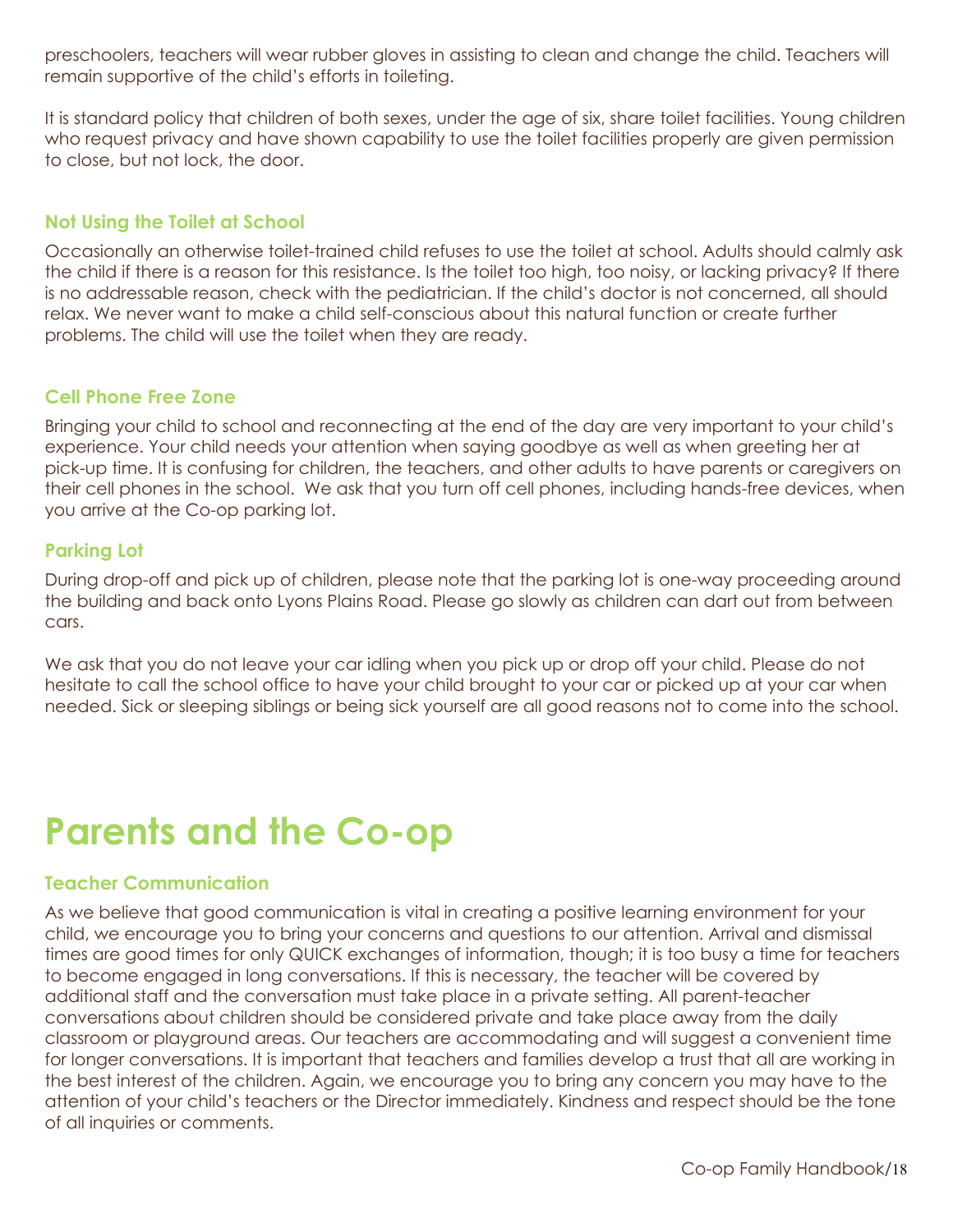preschoolers, teachers will wear rubber gloves in assisting to clean and change the child. Teachers will remain supportive of the child's efforts in toileting.

It is standard policy that children of both sexes, under the age of six, share toilet facilities. Young children who request privacy and have shown capability to use the toilet facilities properly are given permission to close, but not lock, the door.

### Not Using the Toilet at School

Occasionally an otherwise toilet-trained child refuses to use the toilet at school. Adults should calmly ask the child if there is a reason for this resistance. Is the toilet too high, too noisy, or lacking privacy? If there is no addressable reason, check with the pediatrician. If the child's doctor is not concerned, all should relax. We never want to make a child self-conscious about this natural function or create further problems. The child will use the toilet when they are ready.

### Cell Phone Free Zone

Bringing your child to school and reconnecting at the end of the day are very important to your child's experience. Your child needs your attention when saying goodbye as well as when greeting her at pick-up time. It is confusing for children, the teachers, and other adults to have parents or caregivers on their cell phones in the school. We ask that you turn off cell phones, including hands-free devices, when you arrive at the Co-op parking lot.

### Parking Lot

During drop-off and pick up of children, please note that the parking lot is one-way proceeding around the building and back onto Lyons Plains Road. Please go slowly as children can dart out from between cars.

We ask that you do not leave your car idling when you pick up or drop off your child. Please do not hesitate to call the school office to have your child brought to your car or picked up at your car when needed. Sick or sleeping siblings or being sick yourself are all good reasons not to come into the school.

# Parents and the Co-op

### Teacher Communication

As we believe that good communication is vital in creating a positive learning environment for your child, we encourage you to bring your concerns and questions to our attention. Arrival and dismissal times are good times for only QUICK exchanges of information, though; it is too busy a time for teachers to become engaged in long conversations. If this is necessary, the teacher will be covered by additional staff and the conversation must take place in a private setting. All parent-teacher conversations about children should be considered private and take place away from the daily classroom or playground areas. Our teachers are accommodating and will suggest a convenient time for longer conversations. It is important that teachers and families develop a trust that all are working in the best interest of the children. Again, we encourage you to bring any concern you may have to the attention of your child's teachers or the Director immediately. Kindness and respect should be the tone of all inquiries or comments.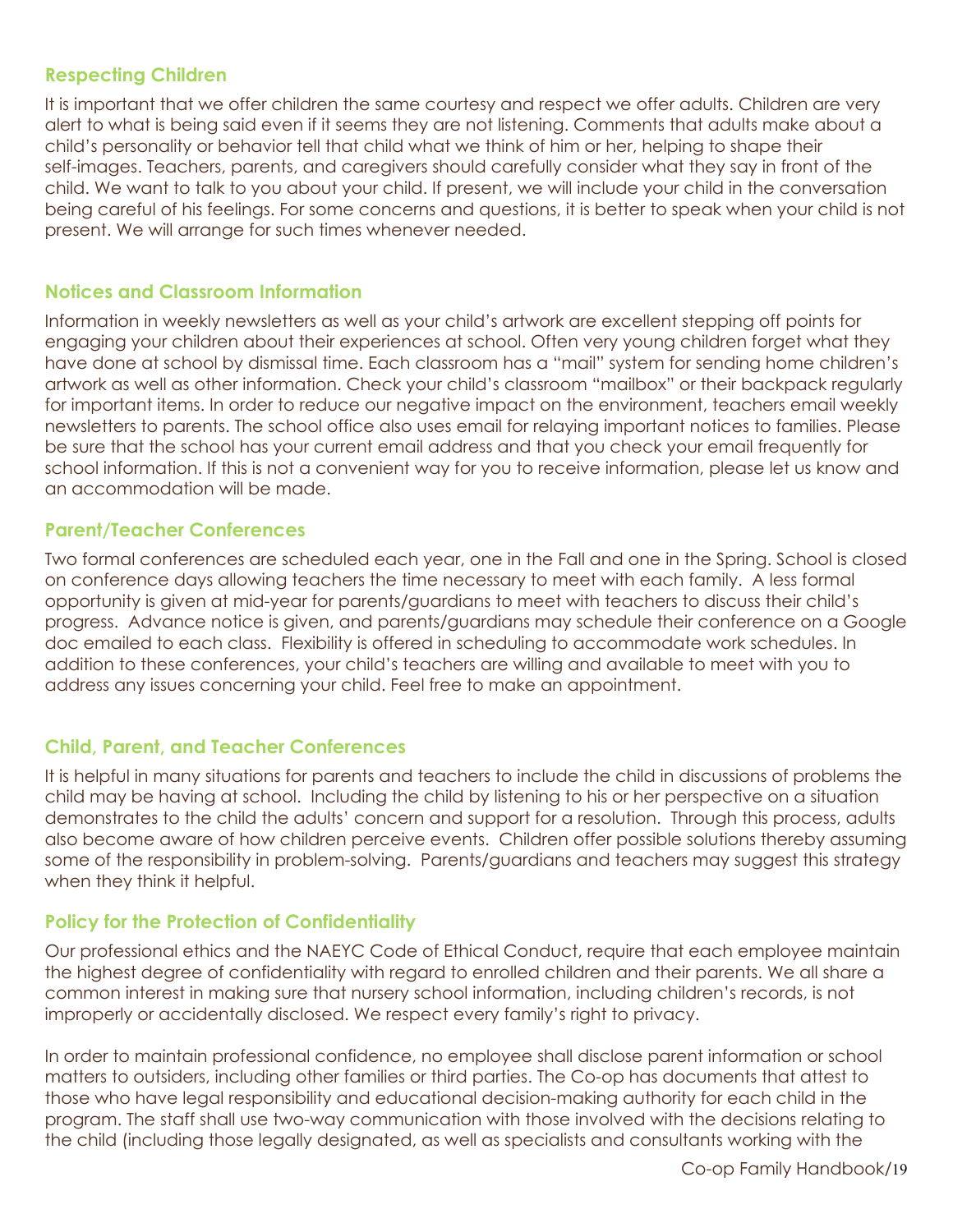## Respecting Children

It is important that we offer children the same courtesy and respect we offer adults. Children are very alert to what is being said even if it seems they are not listening. Comments that adults make about a child's personality or behavior tell that child what we think of him or her, helping to shape their self-images. Teachers, parents, and caregivers should carefully consider what they say in front of the child. We want to talk to you about your child. If present, we will include your child in the conversation being careful of his feelings. For some concerns and questions, it is better to speak when your child is not present. We will arrange for such times whenever needed.

## Notices and Classroom Information

Information in weekly newsletters as well as your child's artwork are excellent stepping off points for engaging your children about their experiences at school. Often very young children forget what they have done at school by dismissal time. Each classroom has a "mail" system for sending home children's artwork as well as other information. Check your child's classroom "mailbox" or their backpack regularly for important items. In order to reduce our negative impact on the environment, teachers email weekly newsletters to parents. The school office also uses email for relaying important notices to families. Please be sure that the school has your current email address and that you check your email frequently for school information. If this is not a convenient way for you to receive information, please let us know and an accommodation will be made.

## Parent/Teacher Conferences

Two formal conferences are scheduled each year, one in the Fall and one in the Spring. School is closed on conference days allowing teachers the time necessary to meet with each family. A less formal opportunity is given at mid-year for parents/guardians to meet with teachers to discuss their child's progress. Advance notice is given, and parents/guardians may schedule their conference on a Google doc emailed to each class. Flexibility is offered in scheduling to accommodate work schedules. In addition to these conferences, your child's teachers are willing and available to meet with you to address any issues concerning your child. Feel free to make an appointment.

## Child, Parent, and Teacher Conferences

It is helpful in many situations for parents and teachers to include the child in discussions of problems the child may be having at school. Including the child by listening to his or her perspective on a situation demonstrates to the child the adults' concern and support for a resolution. Through this process, adults also become aware of how children perceive events. Children offer possible solutions thereby assuming some of the responsibility in problem-solving. Parents/guardians and teachers may suggest this strategy when they think it helpful.

## Policy for the Protection of Confidentiality

Our professional ethics and the NAEYC Code of Ethical Conduct, require that each employee maintain the highest degree of confidentiality with regard to enrolled children and their parents. We all share a common interest in making sure that nursery school information, including children's records, is not improperly or accidentally disclosed. We respect every family's right to privacy.

In order to maintain professional confidence, no employee shall disclose parent information or school matters to outsiders, including other families or third parties. The Co-op has documents that attest to those who have legal responsibility and educational decision-making authority for each child in the program. The staff shall use two-way communication with those involved with the decisions relating to the child (including those legally designated, as well as specialists and consultants working with the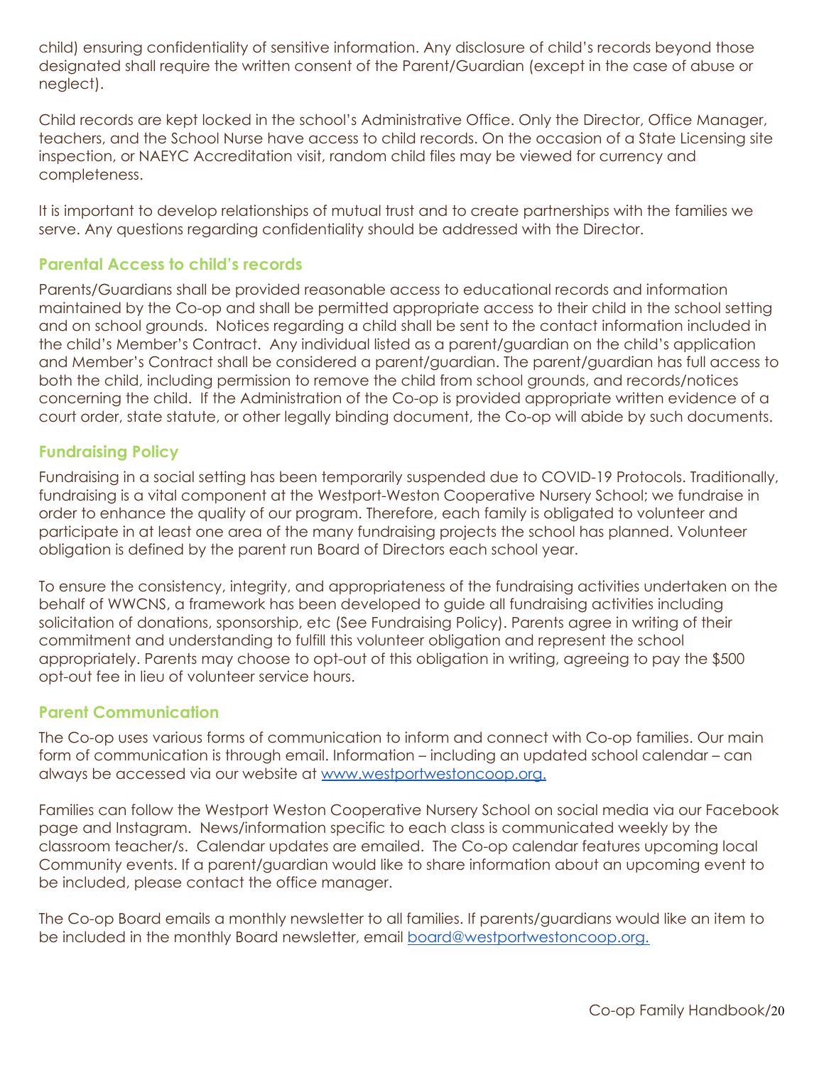child) ensuring confidentiality of sensitive information. Any disclosure of child's records beyond those designated shall require the written consent of the Parent/Guardian (except in the case of abuse or neglect).

Child records are kept locked in the school's Administrative Office. Only the Director, Office Manager, teachers, and the School Nurse have access to child records. On the occasion of a State Licensing site inspection, or NAEYC Accreditation visit, random child files may be viewed for currency and completeness.

It is important to develop relationships of mutual trust and to create partnerships with the families we serve. Any questions regarding confidentiality should be addressed with the Director.

## Parental Access to child's records

Parents/Guardians shall be provided reasonable access to educational records and information maintained by the Co-op and shall be permitted appropriate access to their child in the school setting and on school grounds. Notices regarding a child shall be sent to the contact information included in the child's Member's Contract. Any individual listed as a parent/guardian on the child's application and Member's Contract shall be considered a parent/guardian. The parent/guardian has full access to both the child, including permission to remove the child from school grounds, and records/notices concerning the child. If the Administration of the Co-op is provided appropriate written evidence of a court order, state statute, or other legally binding document, the Co-op will abide by such documents.

## Fundraising Policy

Fundraising in a social setting has been temporarily suspended due to COVID-19 Protocols. Traditionally, fundraising is a vital component at the Westport-Weston Cooperative Nursery School; we fundraise in order to enhance the quality of our program. Therefore, each family is obligated to volunteer and participate in at least one area of the many fundraising projects the school has planned. Volunteer obligation is defined by the parent run Board of Directors each school year.

To ensure the consistency, integrity, and appropriateness of the fundraising activities undertaken on the behalf of WWCNS, a framework has been developed to guide all fundraising activities including solicitation of donations, sponsorship, etc (See Fundraising Policy). Parents agree in writing of their commitment and understanding to fulfill this volunteer obligation and represent the school appropriately. Parents may choose to opt-out of this obligation in writing, agreeing to pay the $500 opt-out fee in lieu of volunteer service hours.

## Parent Communication

The Co-op uses various forms of communication to inform and connect with Co-op families. Our main form of communication is through email. Information – including an updated school calendar – can always be accessed via our website at [www.westportwestoncoop.org.](http://www.westportwestoncoop.org)

Families can follow the Westport Weston Cooperative Nursery School on social media via our Facebook page and Instagram. News/information specific to each class is communicated weekly by the classroom teacher/s. Calendar updates are emailed. The Co-op calendar features upcoming local Community events. If a parent/guardian would like to share information about an upcoming event to be included, please contact the office manager.

The Co-op Board emails a monthly newsletter to all families. If parents/guardians would like an item to be included in the monthly Board newsletter, email [board@westportwestoncoop.org.](mailto:board@westportwestoncoop.org)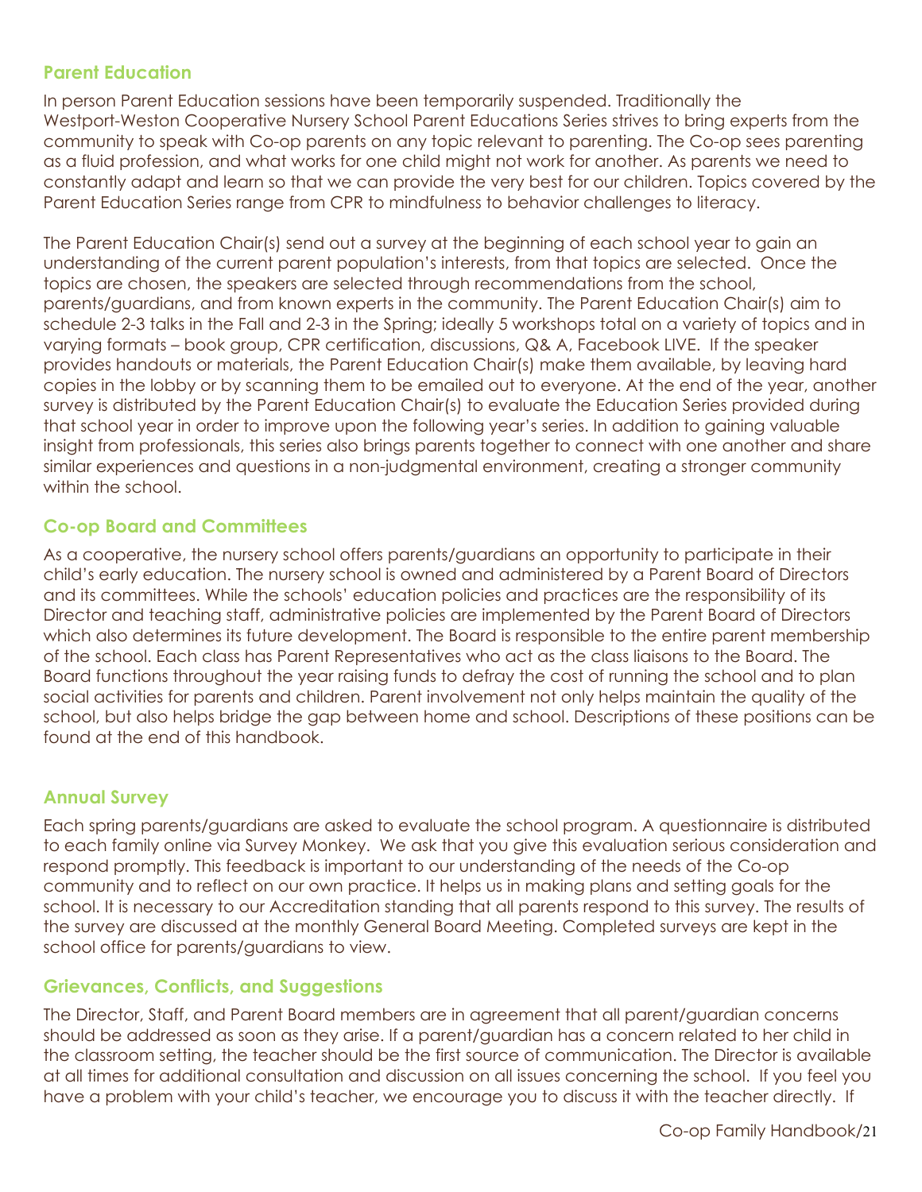## Parent Education

In person Parent Education sessions have been temporarily suspended. Traditionally the Westport-Weston Cooperative Nursery School Parent Educations Series strives to bring experts from the community to speak with Co-op parents on any topic relevant to parenting. The Co-op sees parenting as a fluid profession, and what works for one child might not work for another. As parents we need to constantly adapt and learn so that we can provide the very best for our children. Topics covered by the Parent Education Series range from CPR to mindfulness to behavior challenges to literacy.

The Parent Education Chair(s) send out a survey at the beginning of each school year to gain an understanding of the current parent population's interests, from that topics are selected. Once the topics are chosen, the speakers are selected through recommendations from the school, parents/guardians, and from known experts in the community. The Parent Education Chair(s) aim to schedule 2-3 talks in the Fall and 2-3 in the Spring; ideally 5 workshops total on a variety of topics and in varying formats – book group, CPR certification, discussions, Q& A, Facebook LIVE. If the speaker provides handouts or materials, the Parent Education Chair(s) make them available, by leaving hard copies in the lobby or by scanning them to be emailed out to everyone. At the end of the year, another survey is distributed by the Parent Education Chair(s) to evaluate the Education Series provided during that school year in order to improve upon the following year's series. In addition to gaining valuable insight from professionals, this series also brings parents together to connect with one another and share similar experiences and questions in a non-judgmental environment, creating a stronger community within the school.

## Co-op Board and Committees

As a cooperative, the nursery school offers parents/guardians an opportunity to participate in their child's early education. The nursery school is owned and administered by a Parent Board of Directors and its committees. While the schools' education policies and practices are the responsibility of its Director and teaching staff, administrative policies are implemented by the Parent Board of Directors which also determines its future development. The Board is responsible to the entire parent membership of the school. Each class has Parent Representatives who act as the class liaisons to the Board. The Board functions throughout the year raising funds to defray the cost of running the school and to plan social activities for parents and children. Parent involvement not only helps maintain the quality of the school, but also helps bridge the gap between home and school. Descriptions of these positions can be found at the end of this handbook.

## Annual Survey

Each spring parents/guardians are asked to evaluate the school program. A questionnaire is distributed to each family online via Survey Monkey. We ask that you give this evaluation serious consideration and respond promptly. This feedback is important to our understanding of the needs of the Co-op community and to reflect on our own practice. It helps us in making plans and setting goals for the school. It is necessary to our Accreditation standing that all parents respond to this survey. The results of the survey are discussed at the monthly General Board Meeting. Completed surveys are kept in the school office for parents/guardians to view.

## Grievances, Conflicts, and Suggestions

The Director, Staff, and Parent Board members are in agreement that all parent/guardian concerns should be addressed as soon as they arise. If a parent/guardian has a concern related to her child in the classroom setting, the teacher should be the first source of communication. The Director is available at all times for additional consultation and discussion on all issues concerning the school. If you feel you have a problem with your child's teacher, we encourage you to discuss it with the teacher directly. If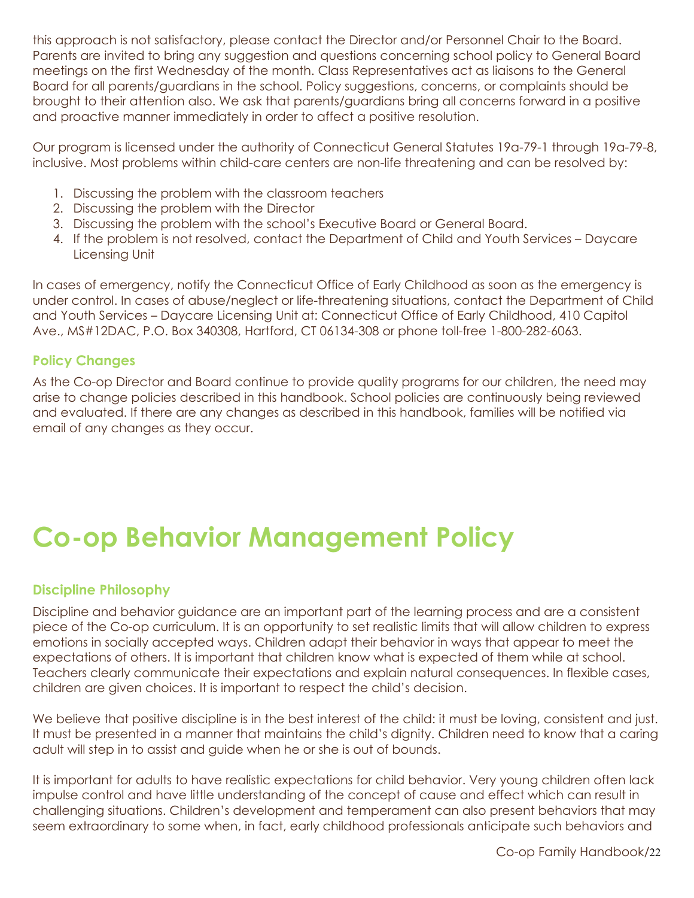this approach is not satisfactory, please contact the Director and/or Personnel Chair to the Board. Parents are invited to bring any suggestion and questions concerning school policy to General Board meetings on the first Wednesday of the month. Class Representatives act as liaisons to the General Board for all parents/guardians in the school. Policy suggestions, concerns, or complaints should be brought to their attention also. We ask that parents/guardians bring all concerns forward in a positive and proactive manner immediately in order to affect a positive resolution.

Our program is licensed under the authority of Connecticut General Statutes 19a-79-1 through 19a-79-8, inclusive. Most problems within child-care centers are non-life threatening and can be resolved by:

1. Discussing the problem with the classroom teachers
2. Discussing the problem with the Director
3. Discussing the problem with the school's Executive Board or General Board.
4. If the problem is not resolved, contact the Department of Child and Youth Services – Daycare Licensing Unit

In cases of emergency, notify the Connecticut Office of Early Childhood as soon as the emergency is under control. In cases of abuse/neglect or life-threatening situations, contact the Department of Child and Youth Services – Daycare Licensing Unit at: Connecticut Office of Early Childhood, 410 Capitol Ave., MS#12DAC, P.O. Box 340308, Hartford, CT 06134-308 or phone toll-free 1-800-282-6063.

### Policy Changes

As the Co-op Director and Board continue to provide quality programs for our children, the need may arise to change policies described in this handbook. School policies are continuously being reviewed and evaluated. If there are any changes as described in this handbook, families will be notified via email of any changes as they occur.

# Co-op Behavior Management Policy

### Discipline Philosophy

Discipline and behavior guidance are an important part of the learning process and are a consistent piece of the Co-op curriculum. It is an opportunity to set realistic limits that will allow children to express emotions in socially accepted ways. Children adapt their behavior in ways that appear to meet the expectations of others. It is important that children know what is expected of them while at school. Teachers clearly communicate their expectations and explain natural consequences. In flexible cases, children are given choices. It is important to respect the child's decision.

We believe that positive discipline is in the best interest of the child: it must be loving, consistent and just. It must be presented in a manner that maintains the child's dignity. Children need to know that a caring adult will step in to assist and guide when he or she is out of bounds.

It is important for adults to have realistic expectations for child behavior. Very young children often lack impulse control and have little understanding of the concept of cause and effect which can result in challenging situations. Children's development and temperament can also present behaviors that may seem extraordinary to some when, in fact, early childhood professionals anticipate such behaviors and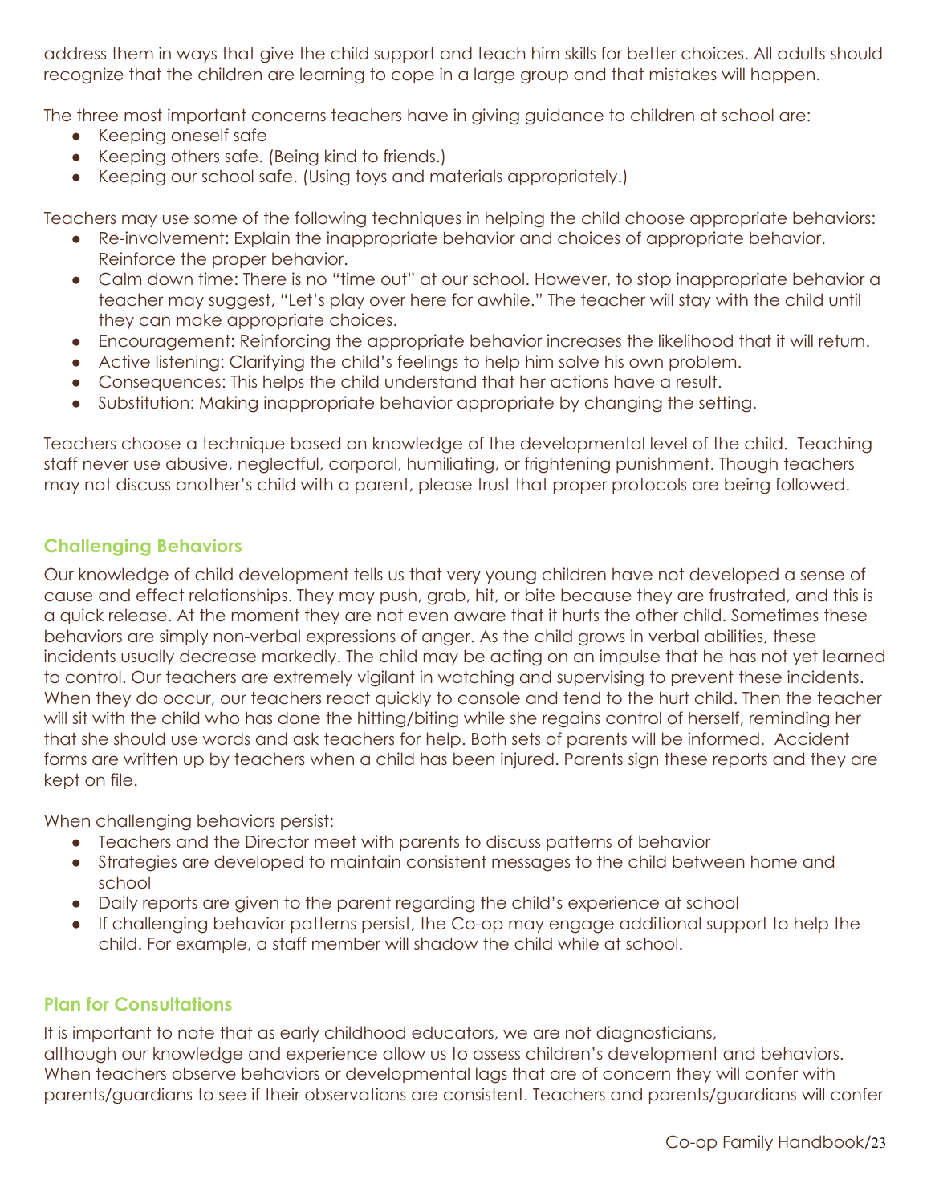address them in ways that give the child support and teach him skills for better choices. All adults should recognize that the children are learning to cope in a large group and that mistakes will happen.

The three most important concerns teachers have in giving guidance to children at school are:

- Keeping oneself safe
- Keeping others safe. (Being kind to friends.)
- Keeping our school safe. (Using toys and materials appropriately.)

Teachers may use some of the following techniques in helping the child choose appropriate behaviors:

- Re-involvement: Explain the inappropriate behavior and choices of appropriate behavior. Reinforce the proper behavior.
- Calm down time: There is no "time out" at our school. However, to stop inappropriate behavior a teacher may suggest, "Let's play over here for awhile." The teacher will stay with the child until they can make appropriate choices.
- Encouragement: Reinforcing the appropriate behavior increases the likelihood that it will return.
- Active listening: Clarifying the child's feelings to help him solve his own problem.
- Consequences: This helps the child understand that her actions have a result.
- Substitution: Making inappropriate behavior appropriate by changing the setting.

Teachers choose a technique based on knowledge of the developmental level of the child. Teaching staff never use abusive, neglectful, corporal, humiliating, or frightening punishment. Though teachers may not discuss another's child with a parent, please trust that proper protocols are being followed.

### Challenging Behaviors

Our knowledge of child development tells us that very young children have not developed a sense of cause and effect relationships. They may push, grab, hit, or bite because they are frustrated, and this is a quick release. At the moment they are not even aware that it hurts the other child. Sometimes these behaviors are simply non-verbal expressions of anger. As the child grows in verbal abilities, these incidents usually decrease markedly. The child may be acting on an impulse that he has not yet learned to control. Our teachers are extremely vigilant in watching and supervising to prevent these incidents. When they do occur, our teachers react quickly to console and tend to the hurt child. Then the teacher will sit with the child who has done the hitting/biting while she regains control of herself, reminding her that she should use words and ask teachers for help. Both sets of parents will be informed. Accident forms are written up by teachers when a child has been injured. Parents sign these reports and they are kept on file.

When challenging behaviors persist:

- Teachers and the Director meet with parents to discuss patterns of behavior
- Strategies are developed to maintain consistent messages to the child between home and school
- Daily reports are given to the parent regarding the child's experience at school
- If challenging behavior patterns persist, the Co-op may engage additional support to help the child. For example, a staff member will shadow the child while at school.

### Plan for Consultations

It is important to note that as early childhood educators, we are not diagnosticians, although our knowledge and experience allow us to assess children's development and behaviors. When teachers observe behaviors or developmental lags that are of concern they will confer with parents/guardians to see if their observations are consistent. Teachers and parents/guardians will confer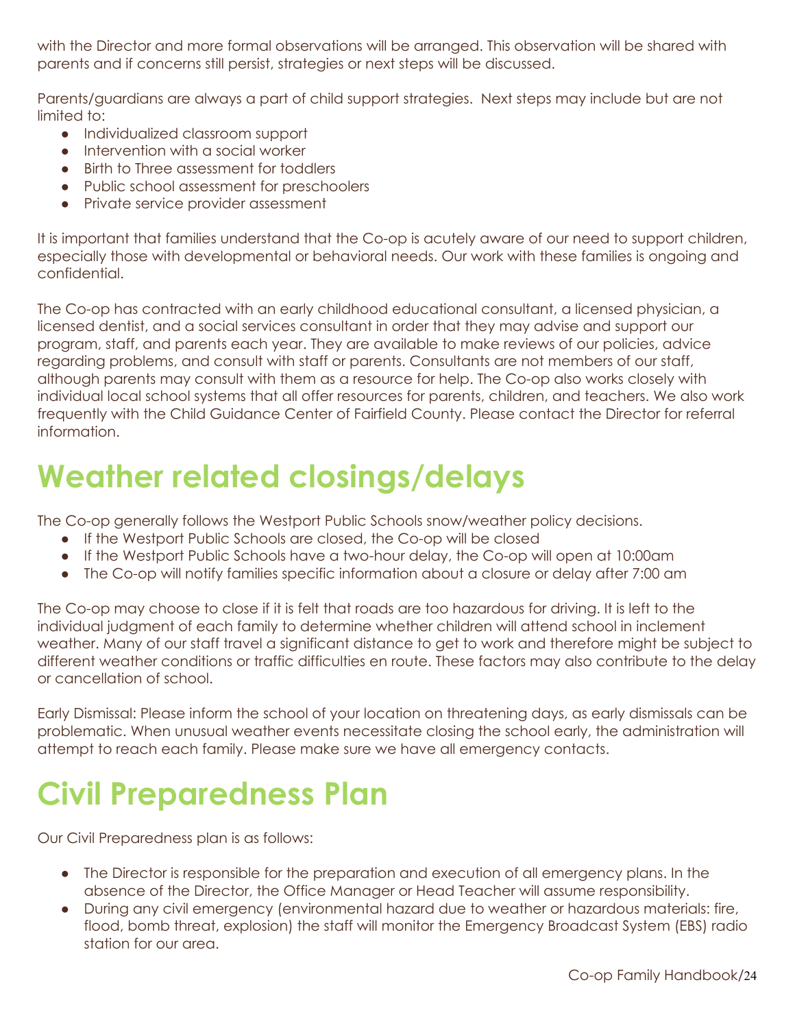with the Director and more formal observations will be arranged. This observation will be shared with parents and if concerns still persist, strategies or next steps will be discussed.

Parents/guardians are always a part of child support strategies. Next steps may include but are not limited to:

- Individualized classroom support
- Intervention with a social worker
- Birth to Three assessment for toddlers
- Public school assessment for preschoolers
- Private service provider assessment

It is important that families understand that the Co-op is acutely aware of our need to support children, especially those with developmental or behavioral needs. Our work with these families is ongoing and confidential.

The Co-op has contracted with an early childhood educational consultant, a licensed physician, a licensed dentist, and a social services consultant in order that they may advise and support our program, staff, and parents each year. They are available to make reviews of our policies, advice regarding problems, and consult with staff or parents. Consultants are not members of our staff, although parents may consult with them as a resource for help. The Co-op also works closely with individual local school systems that all offer resources for parents, children, and teachers. We also work frequently with the Child Guidance Center of Fairfield County. Please contact the Director for referral information.

# Weather related closings/delays

The Co-op generally follows the Westport Public Schools snow/weather policy decisions.

- If the Westport Public Schools are closed, the Co-op will be closed
- If the Westport Public Schools have a two-hour delay, the Co-op will open at 10:00am
- The Co-op will notify families specific information about a closure or delay after 7:00 am

The Co-op may choose to close if it is felt that roads are too hazardous for driving. It is left to the individual judgment of each family to determine whether children will attend school in inclement weather. Many of our staff travel a significant distance to get to work and therefore might be subject to different weather conditions or traffic difficulties en route. These factors may also contribute to the delay or cancellation of school.

Early Dismissal: Please inform the school of your location on threatening days, as early dismissals can be problematic. When unusual weather events necessitate closing the school early, the administration will attempt to reach each family. Please make sure we have all emergency contacts.

# Civil Preparedness Plan

Our Civil Preparedness plan is as follows:

- The Director is responsible for the preparation and execution of all emergency plans. In the absence of the Director, the Office Manager or Head Teacher will assume responsibility.
- During any civil emergency (environmental hazard due to weather or hazardous materials: fire, flood, bomb threat, explosion) the staff will monitor the Emergency Broadcast System (EBS) radio station for our area.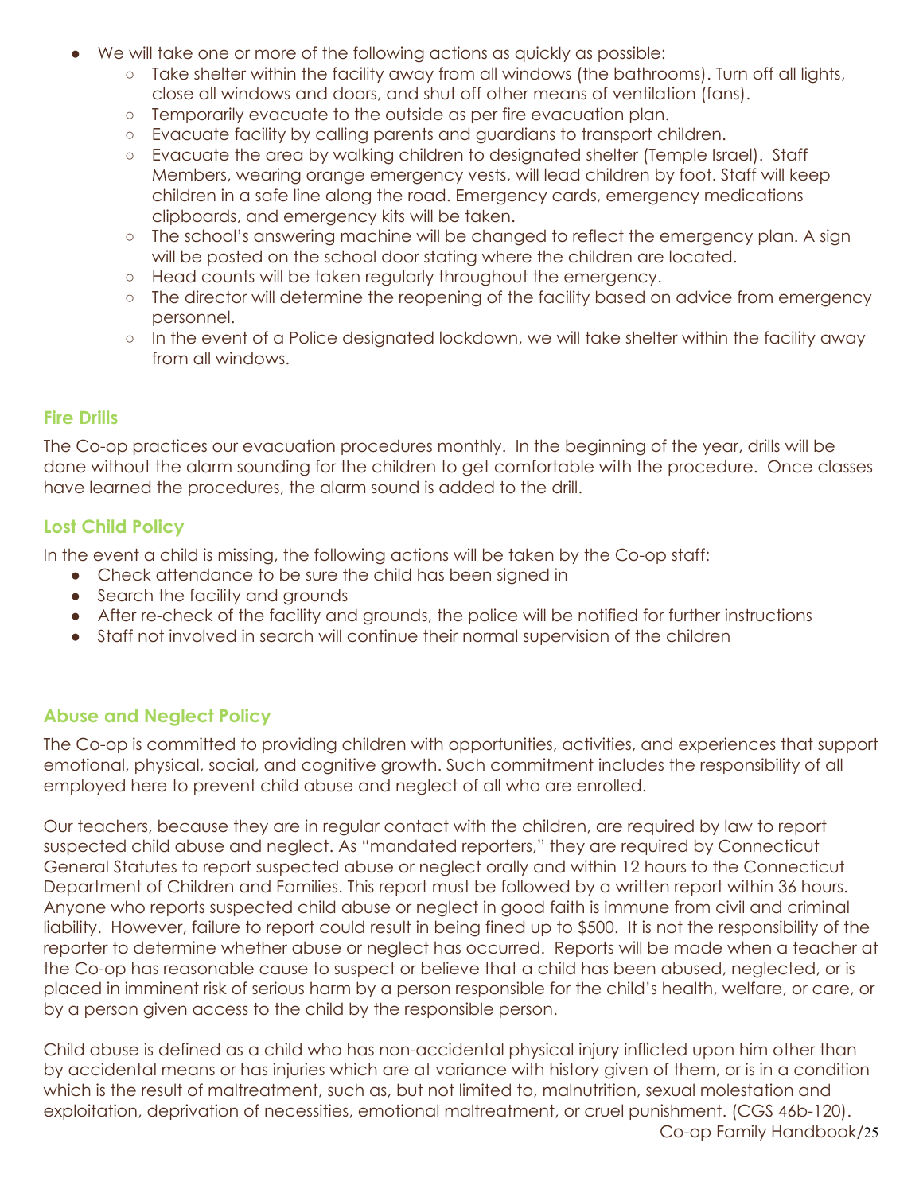- We will take one or more of the following actions as quickly as possible:
  - Take shelter within the facility away from all windows (the bathrooms). Turn off all lights, close all windows and doors, and shut off other means of ventilation (fans).
  - Temporarily evacuate to the outside as per fire evacuation plan.
  - Evacuate facility by calling parents and guardians to transport children.
  - Evacuate the area by walking children to designated shelter (Temple Israel). Staff Members, wearing orange emergency vests, will lead children by foot. Staff will keep children in a safe line along the road. Emergency cards, emergency medications clipboards, and emergency kits will be taken.
  - The school's answering machine will be changed to reflect the emergency plan. A sign will be posted on the school door stating where the children are located.
  - Head counts will be taken regularly throughout the emergency.
  - The director will determine the reopening of the facility based on advice from emergency personnel.
  - In the event of a Police designated lockdown, we will take shelter within the facility away from all windows.

### Fire Drills

The Co-op practices our evacuation procedures monthly. In the beginning of the year, drills will be done without the alarm sounding for the children to get comfortable with the procedure. Once classes have learned the procedures, the alarm sound is added to the drill.

### Lost Child Policy

In the event a child is missing, the following actions will be taken by the Co-op staff:

- Check attendance to be sure the child has been signed in
- Search the facility and grounds
- After re-check of the facility and grounds, the police will be notified for further instructions
- Staff not involved in search will continue their normal supervision of the children

### Abuse and Neglect Policy

The Co-op is committed to providing children with opportunities, activities, and experiences that support emotional, physical, social, and cognitive growth. Such commitment includes the responsibility of all employed here to prevent child abuse and neglect of all who are enrolled.

Our teachers, because they are in regular contact with the children, are required by law to report suspected child abuse and neglect. As "mandated reporters," they are required by Connecticut General Statutes to report suspected abuse or neglect orally and within 12 hours to the Connecticut Department of Children and Families. This report must be followed by a written report within 36 hours. Anyone who reports suspected child abuse or neglect in good faith is immune from civil and criminal liability. However, failure to report could result in being fined up to $500. It is not the responsibility of the reporter to determine whether abuse or neglect has occurred. Reports will be made when a teacher at the Co-op has reasonable cause to suspect or believe that a child has been abused, neglected, or is placed in imminent risk of serious harm by a person responsible for the child's health, welfare, or care, or by a person given access to the child by the responsible person.

Child abuse is defined as a child who has non-accidental physical injury inflicted upon him other than by accidental means or has injuries which are at variance with history given of them, or is in a condition which is the result of maltreatment, such as, but not limited to, malnutrition, sexual molestation and exploitation, deprivation of necessities, emotional maltreatment, or cruel punishment. (CGS 46b-120).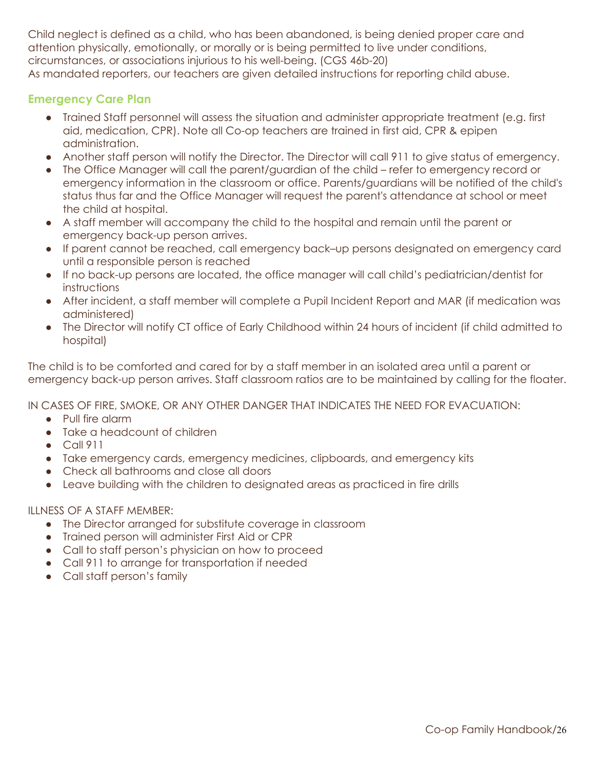Child neglect is defined as a child, who has been abandoned, is being denied proper care and attention physically, emotionally, or morally or is being permitted to live under conditions, circumstances, or associations injurious to his well-being. (CGS 46b-20)
As mandated reporters, our teachers are given detailed instructions for reporting child abuse.

## Emergency Care Plan

- Trained Staff personnel will assess the situation and administer appropriate treatment (e.g. first aid, medication, CPR). Note all Co-op teachers are trained in first aid, CPR & epipen administration.
- Another staff person will notify the Director. The Director will call 911 to give status of emergency.
- The Office Manager will call the parent/guardian of the child – refer to emergency record or emergency information in the classroom or office. Parents/guardians will be notified of the child's status thus far and the Office Manager will request the parent's attendance at school or meet the child at hospital.
- A staff member will accompany the child to the hospital and remain until the parent or emergency back-up person arrives.
- If parent cannot be reached, call emergency back–up persons designated on emergency card until a responsible person is reached
- If no back-up persons are located, the office manager will call child's pediatrician/dentist for instructions
- After incident, a staff member will complete a Pupil Incident Report and MAR (if medication was administered)
- The Director will notify CT office of Early Childhood within 24 hours of incident (if child admitted to hospital)

The child is to be comforted and cared for by a staff member in an isolated area until a parent or emergency back-up person arrives. Staff classroom ratios are to be maintained by calling for the floater.

IN CASES OF FIRE, SMOKE, OR ANY OTHER DANGER THAT INDICATES THE NEED FOR EVACUATION:

- Pull fire alarm
- Take a headcount of children
- Call 911
- Take emergency cards, emergency medicines, clipboards, and emergency kits
- Check all bathrooms and close all doors
- Leave building with the children to designated areas as practiced in fire drills

ILLNESS OF A STAFF MEMBER:

- The Director arranged for substitute coverage in classroom
- Trained person will administer First Aid or CPR
- Call to staff person's physician on how to proceed
- Call 911 to arrange for transportation if needed
- Call staff person's family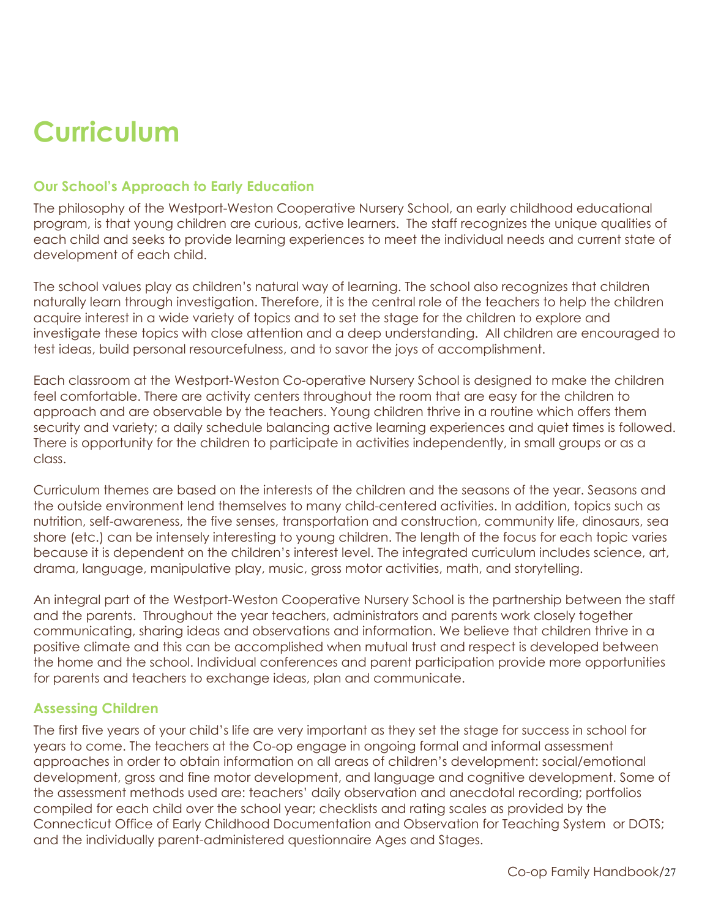# Curriculum

## Our School's Approach to Early Education

The philosophy of the Westport-Weston Cooperative Nursery School, an early childhood educational program, is that young children are curious, active learners. The staff recognizes the unique qualities of each child and seeks to provide learning experiences to meet the individual needs and current state of development of each child.

The school values play as children's natural way of learning. The school also recognizes that children naturally learn through investigation. Therefore, it is the central role of the teachers to help the children acquire interest in a wide variety of topics and to set the stage for the children to explore and investigate these topics with close attention and a deep understanding. All children are encouraged to test ideas, build personal resourcefulness, and to savor the joys of accomplishment.

Each classroom at the Westport-Weston Co-operative Nursery School is designed to make the children feel comfortable. There are activity centers throughout the room that are easy for the children to approach and are observable by the teachers. Young children thrive in a routine which offers them security and variety; a daily schedule balancing active learning experiences and quiet times is followed. There is opportunity for the children to participate in activities independently, in small groups or as a class.

Curriculum themes are based on the interests of the children and the seasons of the year. Seasons and the outside environment lend themselves to many child-centered activities. In addition, topics such as nutrition, self-awareness, the five senses, transportation and construction, community life, dinosaurs, sea shore (etc.) can be intensely interesting to young children. The length of the focus for each topic varies because it is dependent on the children's interest level. The integrated curriculum includes science, art, drama, language, manipulative play, music, gross motor activities, math, and storytelling.

An integral part of the Westport-Weston Cooperative Nursery School is the partnership between the staff and the parents. Throughout the year teachers, administrators and parents work closely together communicating, sharing ideas and observations and information. We believe that children thrive in a positive climate and this can be accomplished when mutual trust and respect is developed between the home and the school. Individual conferences and parent participation provide more opportunities for parents and teachers to exchange ideas, plan and communicate.

## Assessing Children

The first five years of your child's life are very important as they set the stage for success in school for years to come. The teachers at the Co-op engage in ongoing formal and informal assessment approaches in order to obtain information on all areas of children's development: social/emotional development, gross and fine motor development, and language and cognitive development. Some of the assessment methods used are: teachers' daily observation and anecdotal recording; portfolios compiled for each child over the school year; checklists and rating scales as provided by the Connecticut Office of Early Childhood Documentation and Observation for Teaching System or DOTS; and the individually parent-administered questionnaire Ages and Stages.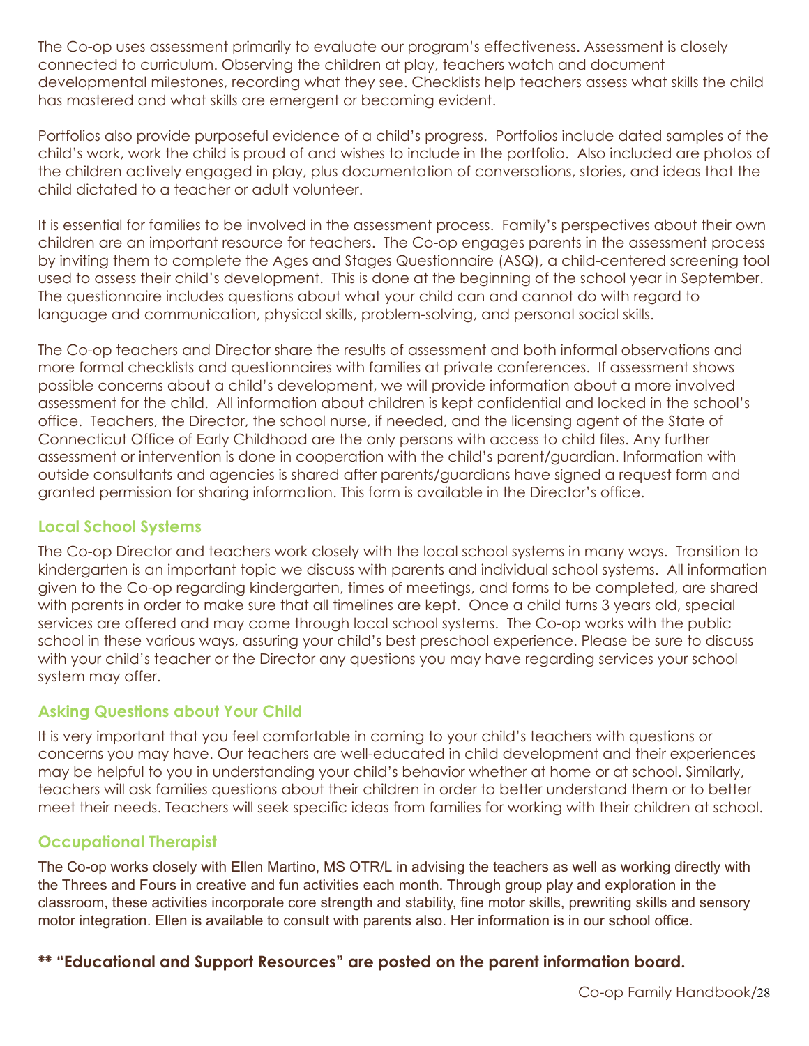The Co-op uses assessment primarily to evaluate our program's effectiveness. Assessment is closely connected to curriculum. Observing the children at play, teachers watch and document developmental milestones, recording what they see. Checklists help teachers assess what skills the child has mastered and what skills are emergent or becoming evident.

Portfolios also provide purposeful evidence of a child's progress. Portfolios include dated samples of the child's work, work the child is proud of and wishes to include in the portfolio. Also included are photos of the children actively engaged in play, plus documentation of conversations, stories, and ideas that the child dictated to a teacher or adult volunteer.

It is essential for families to be involved in the assessment process. Family's perspectives about their own children are an important resource for teachers. The Co-op engages parents in the assessment process by inviting them to complete the Ages and Stages Questionnaire (ASQ), a child-centered screening tool used to assess their child's development. This is done at the beginning of the school year in September. The questionnaire includes questions about what your child can and cannot do with regard to language and communication, physical skills, problem-solving, and personal social skills.

The Co-op teachers and Director share the results of assessment and both informal observations and more formal checklists and questionnaires with families at private conferences. If assessment shows possible concerns about a child's development, we will provide information about a more involved assessment for the child. All information about children is kept confidential and locked in the school's office. Teachers, the Director, the school nurse, if needed, and the licensing agent of the State of Connecticut Office of Early Childhood are the only persons with access to child files. Any further assessment or intervention is done in cooperation with the child's parent/guardian. Information with outside consultants and agencies is shared after parents/guardians have signed a request form and granted permission for sharing information. This form is available in the Director's office.

## Local School Systems

The Co-op Director and teachers work closely with the local school systems in many ways. Transition to kindergarten is an important topic we discuss with parents and individual school systems. All information given to the Co-op regarding kindergarten, times of meetings, and forms to be completed, are shared with parents in order to make sure that all timelines are kept. Once a child turns 3 years old, special services are offered and may come through local school systems. The Co-op works with the public school in these various ways, assuring your child's best preschool experience. Please be sure to discuss with your child's teacher or the Director any questions you may have regarding services your school system may offer.

## Asking Questions about Your Child

It is very important that you feel comfortable in coming to your child's teachers with questions or concerns you may have. Our teachers are well-educated in child development and their experiences may be helpful to you in understanding your child's behavior whether at home or at school. Similarly, teachers will ask families questions about their children in order to better understand them or to better meet their needs. Teachers will seek specific ideas from families for working with their children at school.

## Occupational Therapist

The Co-op works closely with Ellen Martino, MS OTR/L in advising the teachers as well as working directly with the Threes and Fours in creative and fun activities each month. Through group play and exploration in the classroom, these activities incorporate core strength and stability, fine motor skills, prewriting skills and sensory motor integration. Ellen is available to consult with parents also. Her information is in our school office.

**\*\* "Educational and Support Resources" are posted on the parent information board.**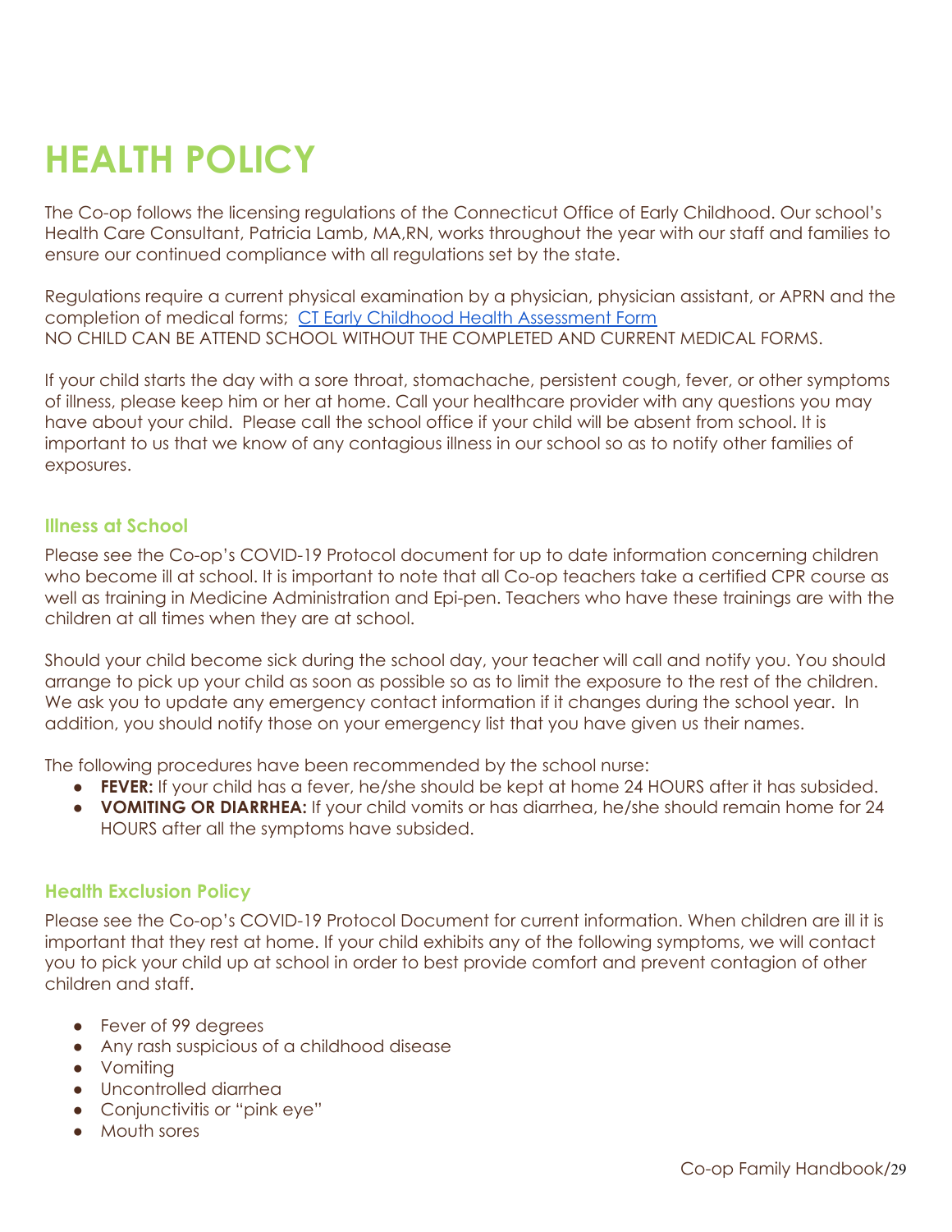# HEALTH POLICY

The Co-op follows the licensing regulations of the Connecticut Office of Early Childhood. Our school's Health Care Consultant, Patricia Lamb, MA,RN, works throughout the year with our staff and families to ensure our continued compliance with all regulations set by the state.

Regulations require a current physical examination by a physician, physician assistant, or APRN and the completion of medical forms; [CT Early Childhood Health Assessment Form]
NO CHILD CAN BE ATTEND SCHOOL WITHOUT THE COMPLETED AND CURRENT MEDICAL FORMS.

If your child starts the day with a sore throat, stomachache, persistent cough, fever, or other symptoms of illness, please keep him or her at home. Call your healthcare provider with any questions you may have about your child. Please call the school office if your child will be absent from school. It is important to us that we know of any contagious illness in our school so as to notify other families of exposures.

### Illness at School

Please see the Co-op's COVID-19 Protocol document for up to date information concerning children who become ill at school. It is important to note that all Co-op teachers take a certified CPR course as well as training in Medicine Administration and Epi-pen. Teachers who have these trainings are with the children at all times when they are at school.

Should your child become sick during the school day, your teacher will call and notify you. You should arrange to pick up your child as soon as possible so as to limit the exposure to the rest of the children. We ask you to update any emergency contact information if it changes during the school year. In addition, you should notify those on your emergency list that you have given us their names.

The following procedures have been recommended by the school nurse:

- **FEVER:** If your child has a fever, he/she should be kept at home 24 HOURS after it has subsided.
- **VOMITING OR DIARRHEA:** If your child vomits or has diarrhea, he/she should remain home for 24 HOURS after all the symptoms have subsided.

### Health Exclusion Policy

Please see the Co-op's COVID-19 Protocol Document for current information. When children are ill it is important that they rest at home. If your child exhibits any of the following symptoms, we will contact you to pick your child up at school in order to best provide comfort and prevent contagion of other children and staff.

- Fever of 99 degrees
- Any rash suspicious of a childhood disease
- Vomiting
- Uncontrolled diarrhea
- Conjunctivitis or "pink eye"
- Mouth sores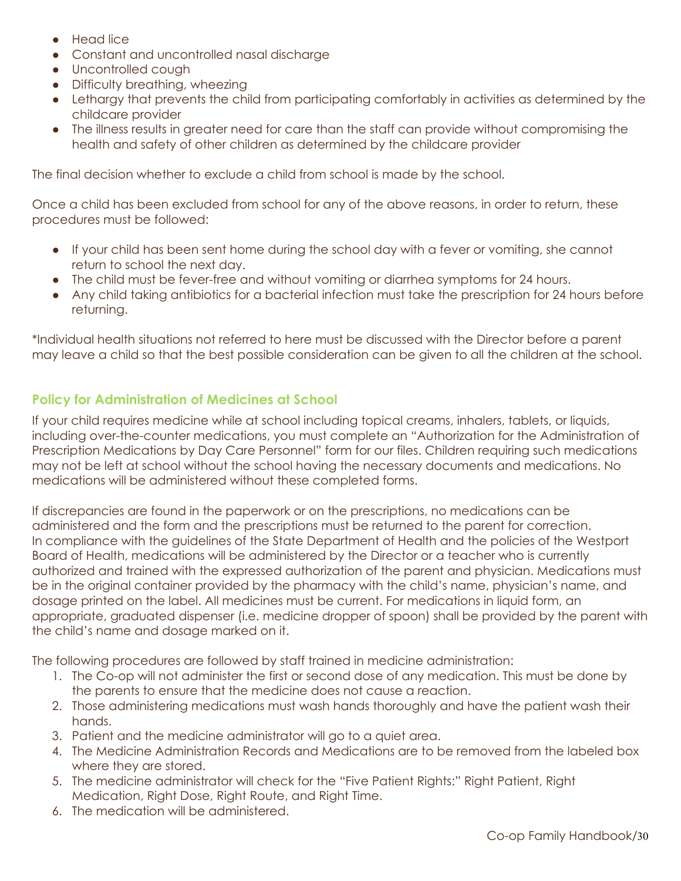- Head lice
- Constant and uncontrolled nasal discharge
- Uncontrolled cough
- Difficulty breathing, wheezing
- Lethargy that prevents the child from participating comfortably in activities as determined by the childcare provider
- The illness results in greater need for care than the staff can provide without compromising the health and safety of other children as determined by the childcare provider

The final decision whether to exclude a child from school is made by the school.

Once a child has been excluded from school for any of the above reasons, in order to return, these procedures must be followed:

- If your child has been sent home during the school day with a fever or vomiting, she cannot return to school the next day.
- The child must be fever-free and without vomiting or diarrhea symptoms for 24 hours.
- Any child taking antibiotics for a bacterial infection must take the prescription for 24 hours before returning.

*Individual health situations not referred to here must be discussed with the Director before a parent may leave a child so that the best possible consideration can be given to all the children at the school.

### Policy for Administration of Medicines at School

If your child requires medicine while at school including topical creams, inhalers, tablets, or liquids, including over-the-counter medications, you must complete an "Authorization for the Administration of Prescription Medications by Day Care Personnel" form for our files. Children requiring such medications may not be left at school without the school having the necessary documents and medications. No medications will be administered without these completed forms.

If discrepancies are found in the paperwork or on the prescriptions, no medications can be administered and the form and the prescriptions must be returned to the parent for correction. In compliance with the guidelines of the State Department of Health and the policies of the Westport Board of Health, medications will be administered by the Director or a teacher who is currently authorized and trained with the expressed authorization of the parent and physician. Medications must be in the original container provided by the pharmacy with the child's name, physician's name, and dosage printed on the label. All medicines must be current. For medications in liquid form, an appropriate, graduated dispenser (i.e. medicine dropper of spoon) shall be provided by the parent with the child's name and dosage marked on it.

The following procedures are followed by staff trained in medicine administration:

1. The Co-op will not administer the first or second dose of any medication. This must be done by the parents to ensure that the medicine does not cause a reaction.
2. Those administering medications must wash hands thoroughly and have the patient wash their hands.
3. Patient and the medicine administrator will go to a quiet area.
4. The Medicine Administration Records and Medications are to be removed from the labeled box where they are stored.
5. The medicine administrator will check for the "Five Patient Rights:" Right Patient, Right Medication, Right Dose, Right Route, and Right Time.
6. The medication will be administered.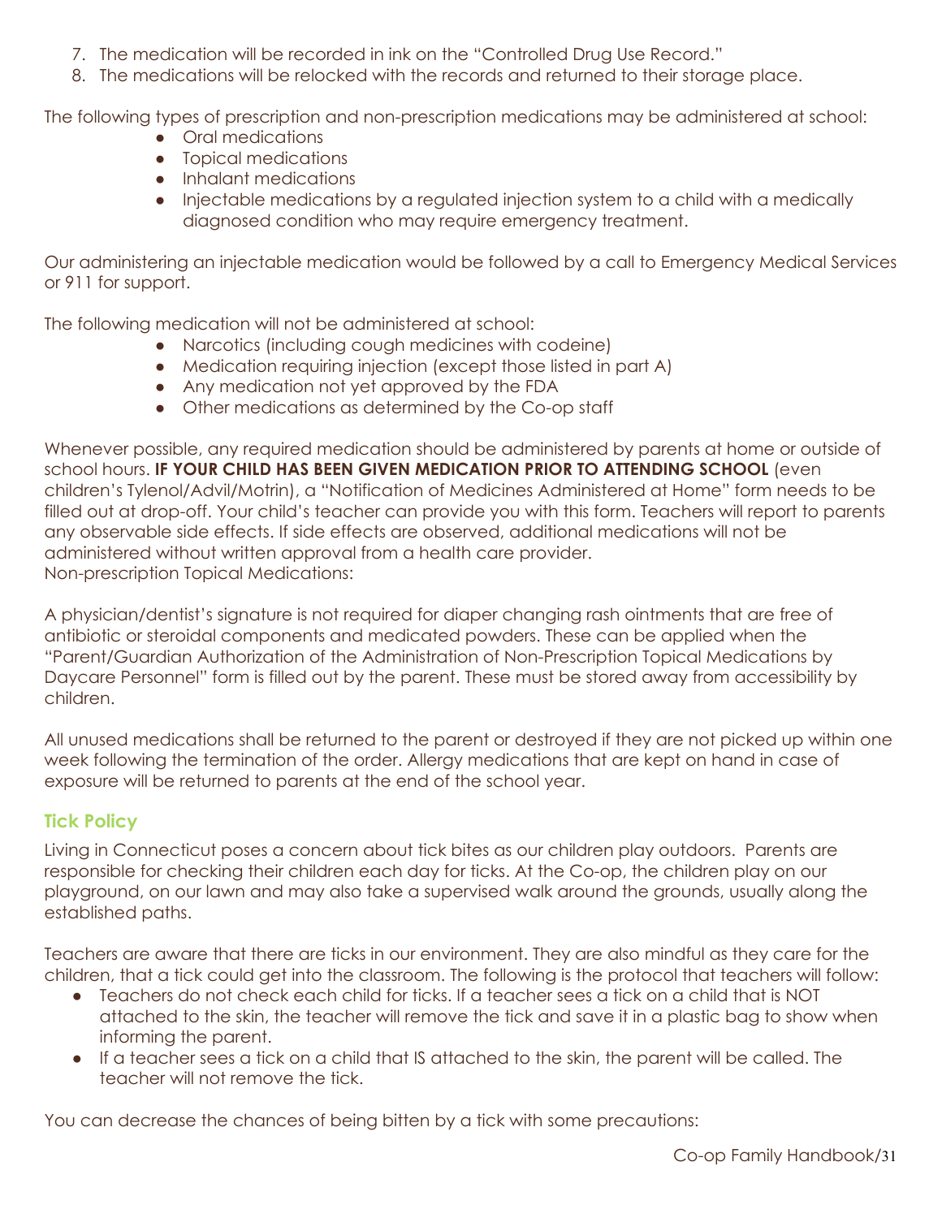7. The medication will be recorded in ink on the "Controlled Drug Use Record."
8. The medications will be relocked with the records and returned to their storage place.

The following types of prescription and non-prescription medications may be administered at school:

- Oral medications
- Topical medications
- Inhalant medications
- Injectable medications by a regulated injection system to a child with a medically diagnosed condition who may require emergency treatment.

Our administering an injectable medication would be followed by a call to Emergency Medical Services or 911 for support.

The following medication will not be administered at school:

- Narcotics (including cough medicines with codeine)
- Medication requiring injection (except those listed in part A)
- Any medication not yet approved by the FDA
- Other medications as determined by the Co-op staff

Whenever possible, any required medication should be administered by parents at home or outside of school hours. **IF YOUR CHILD HAS BEEN GIVEN MEDICATION PRIOR TO ATTENDING SCHOOL** (even children's Tylenol/Advil/Motrin), a "Notification of Medicines Administered at Home" form needs to be filled out at drop-off. Your child's teacher can provide you with this form. Teachers will report to parents any observable side effects. If side effects are observed, additional medications will not be administered without written approval from a health care provider.
Non-prescription Topical Medications:

A physician/dentist's signature is not required for diaper changing rash ointments that are free of antibiotic or steroidal components and medicated powders. These can be applied when the "Parent/Guardian Authorization of the Administration of Non-Prescription Topical Medications by Daycare Personnel" form is filled out by the parent. These must be stored away from accessibility by children.

All unused medications shall be returned to the parent or destroyed if they are not picked up within one week following the termination of the order. Allergy medications that are kept on hand in case of exposure will be returned to parents at the end of the school year.

## Tick Policy

Living in Connecticut poses a concern about tick bites as our children play outdoors. Parents are responsible for checking their children each day for ticks. At the Co-op, the children play on our playground, on our lawn and may also take a supervised walk around the grounds, usually along the established paths.

Teachers are aware that there are ticks in our environment. They are also mindful as they care for the children, that a tick could get into the classroom. The following is the protocol that teachers will follow:

- Teachers do not check each child for ticks. If a teacher sees a tick on a child that is NOT attached to the skin, the teacher will remove the tick and save it in a plastic bag to show when informing the parent.
- If a teacher sees a tick on a child that IS attached to the skin, the parent will be called. The teacher will not remove the tick.

You can decrease the chances of being bitten by a tick with some precautions: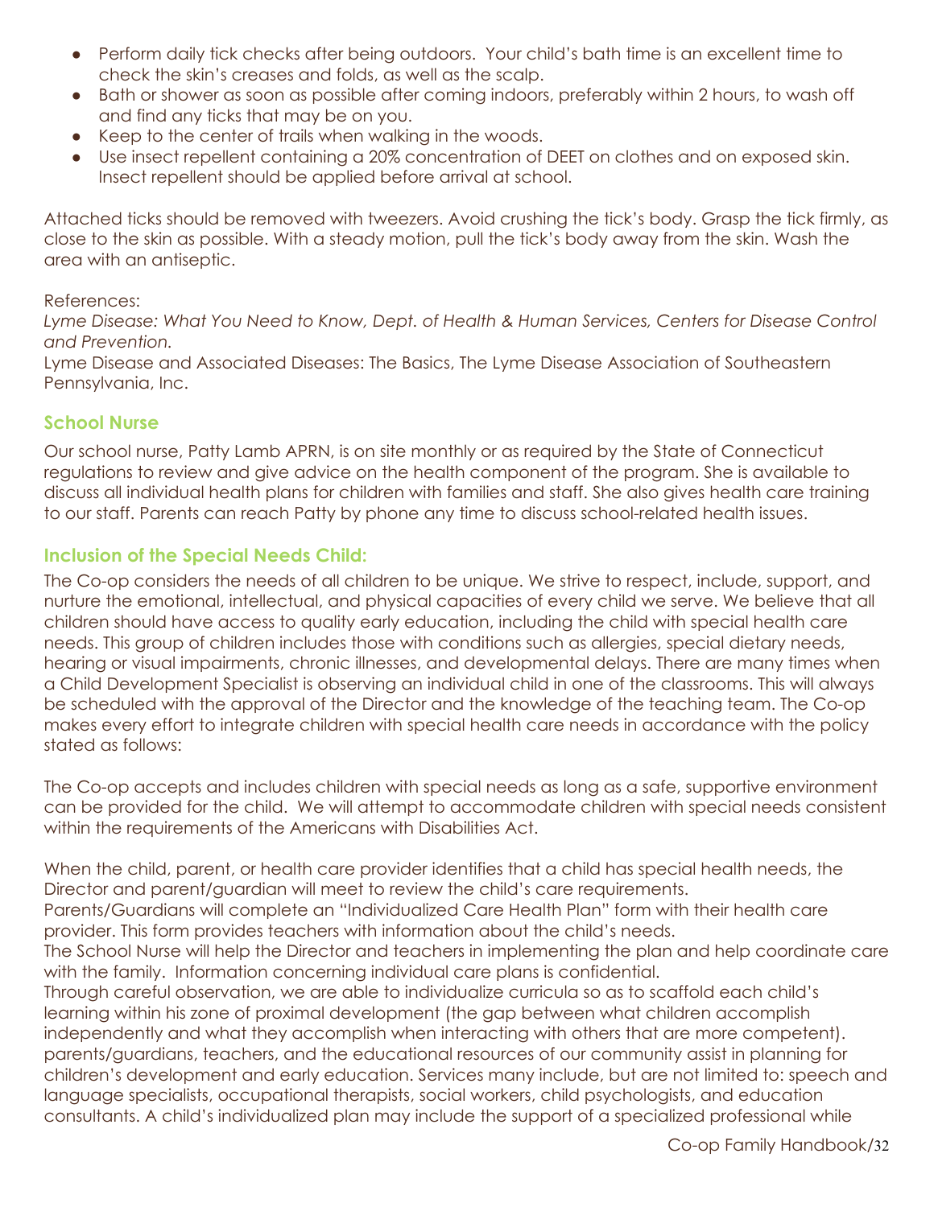- Perform daily tick checks after being outdoors. Your child's bath time is an excellent time to check the skin's creases and folds, as well as the scalp.
- Bath or shower as soon as possible after coming indoors, preferably within 2 hours, to wash off and find any ticks that may be on you.
- Keep to the center of trails when walking in the woods.
- Use insect repellent containing a 20% concentration of DEET on clothes and on exposed skin. Insect repellent should be applied before arrival at school.

Attached ticks should be removed with tweezers. Avoid crushing the tick's body. Grasp the tick firmly, as close to the skin as possible. With a steady motion, pull the tick's body away from the skin. Wash the area with an antiseptic.

References:
*Lyme Disease: What You Need to Know, Dept. of Health & Human Services, Centers for Disease Control and Prevention.*
Lyme Disease and Associated Diseases: The Basics, The Lyme Disease Association of Southeastern Pennsylvania, Inc.

## School Nurse

Our school nurse, Patty Lamb APRN, is on site monthly or as required by the State of Connecticut regulations to review and give advice on the health component of the program. She is available to discuss all individual health plans for children with families and staff. She also gives health care training to our staff. Parents can reach Patty by phone any time to discuss school-related health issues.

## Inclusion of the Special Needs Child:

The Co-op considers the needs of all children to be unique. We strive to respect, include, support, and nurture the emotional, intellectual, and physical capacities of every child we serve. We believe that all children should have access to quality early education, including the child with special health care needs. This group of children includes those with conditions such as allergies, special dietary needs, hearing or visual impairments, chronic illnesses, and developmental delays. There are many times when a Child Development Specialist is observing an individual child in one of the classrooms. This will always be scheduled with the approval of the Director and the knowledge of the teaching team. The Co-op makes every effort to integrate children with special health care needs in accordance with the policy stated as follows:

The Co-op accepts and includes children with special needs as long as a safe, supportive environment can be provided for the child. We will attempt to accommodate children with special needs consistent within the requirements of the Americans with Disabilities Act.

When the child, parent, or health care provider identifies that a child has special health needs, the Director and parent/guardian will meet to review the child's care requirements.
Parents/Guardians will complete an "Individualized Care Health Plan" form with their health care provider. This form provides teachers with information about the child's needs.
The School Nurse will help the Director and teachers in implementing the plan and help coordinate care with the family. Information concerning individual care plans is confidential.
Through careful observation, we are able to individualize curricula so as to scaffold each child's learning within his zone of proximal development (the gap between what children accomplish independently and what they accomplish when interacting with others that are more competent).
parents/guardians, teachers, and the educational resources of our community assist in planning for children's development and early education. Services many include, but are not limited to: speech and language specialists, occupational therapists, social workers, child psychologists, and education consultants. A child's individualized plan may include the support of a specialized professional while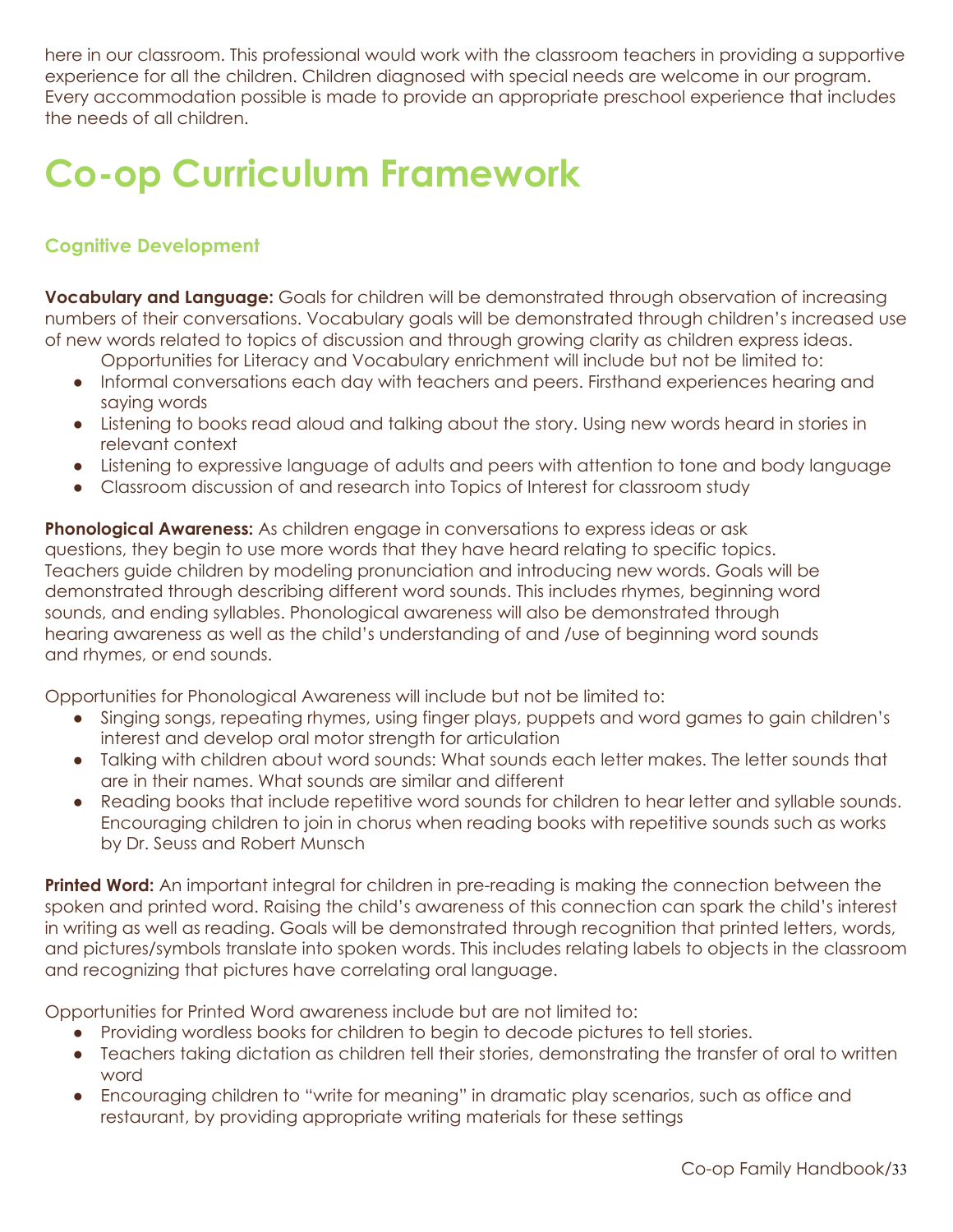here in our classroom. This professional would work with the classroom teachers in providing a supportive experience for all the children. Children diagnosed with special needs are welcome in our program. Every accommodation possible is made to provide an appropriate preschool experience that includes the needs of all children.

# Co-op Curriculum Framework

### Cognitive Development

**Vocabulary and Language:** Goals for children will be demonstrated through observation of increasing numbers of their conversations. Vocabulary goals will be demonstrated through children's increased use of new words related to topics of discussion and through growing clarity as children express ideas.

Opportunities for Literacy and Vocabulary enrichment will include but not be limited to:

- Informal conversations each day with teachers and peers. Firsthand experiences hearing and saying words
- Listening to books read aloud and talking about the story. Using new words heard in stories in relevant context
- Listening to expressive language of adults and peers with attention to tone and body language
- Classroom discussion of and research into Topics of Interest for classroom study

**Phonological Awareness:** As children engage in conversations to express ideas or ask questions, they begin to use more words that they have heard relating to specific topics. Teachers guide children by modeling pronunciation and introducing new words. Goals will be demonstrated through describing different word sounds. This includes rhymes, beginning word sounds, and ending syllables. Phonological awareness will also be demonstrated through hearing awareness as well as the child's understanding of and /use of beginning word sounds and rhymes, or end sounds.

Opportunities for Phonological Awareness will include but not be limited to:

- Singing songs, repeating rhymes, using finger plays, puppets and word games to gain children's interest and develop oral motor strength for articulation
- Talking with children about word sounds: What sounds each letter makes. The letter sounds that are in their names. What sounds are similar and different
- Reading books that include repetitive word sounds for children to hear letter and syllable sounds. Encouraging children to join in chorus when reading books with repetitive sounds such as works by Dr. Seuss and Robert Munsch

**Printed Word:** An important integral for children in pre-reading is making the connection between the spoken and printed word. Raising the child's awareness of this connection can spark the child's interest in writing as well as reading. Goals will be demonstrated through recognition that printed letters, words, and pictures/symbols translate into spoken words. This includes relating labels to objects in the classroom and recognizing that pictures have correlating oral language.

Opportunities for Printed Word awareness include but are not limited to:

- Providing wordless books for children to begin to decode pictures to tell stories.
- Teachers taking dictation as children tell their stories, demonstrating the transfer of oral to written word
- Encouraging children to "write for meaning" in dramatic play scenarios, such as office and restaurant, by providing appropriate writing materials for these settings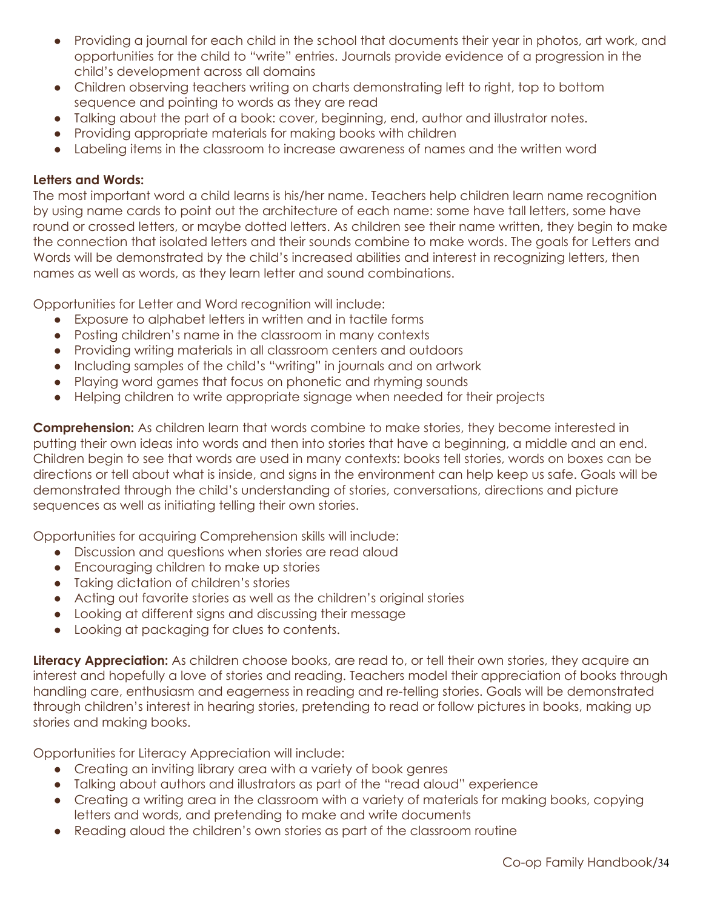- Providing a journal for each child in the school that documents their year in photos, art work, and opportunities for the child to "write" entries. Journals provide evidence of a progression in the child's development across all domains
- Children observing teachers writing on charts demonstrating left to right, top to bottom sequence and pointing to words as they are read
- Talking about the part of a book: cover, beginning, end, author and illustrator notes.
- Providing appropriate materials for making books with children
- Labeling items in the classroom to increase awareness of names and the written word

**Letters and Words:**

The most important word a child learns is his/her name. Teachers help children learn name recognition by using name cards to point out the architecture of each name: some have tall letters, some have round or crossed letters, or maybe dotted letters. As children see their name written, they begin to make the connection that isolated letters and their sounds combine to make words. The goals for Letters and Words will be demonstrated by the child's increased abilities and interest in recognizing letters, then names as well as words, as they learn letter and sound combinations.

Opportunities for Letter and Word recognition will include:

- Exposure to alphabet letters in written and in tactile forms
- Posting children's name in the classroom in many contexts
- Providing writing materials in all classroom centers and outdoors
- Including samples of the child's "writing" in journals and on artwork
- Playing word games that focus on phonetic and rhyming sounds
- Helping children to write appropriate signage when needed for their projects

**Comprehension:** As children learn that words combine to make stories, they become interested in putting their own ideas into words and then into stories that have a beginning, a middle and an end. Children begin to see that words are used in many contexts: books tell stories, words on boxes can be directions or tell about what is inside, and signs in the environment can help keep us safe. Goals will be demonstrated through the child's understanding of stories, conversations, directions and picture sequences as well as initiating telling their own stories.

Opportunities for acquiring Comprehension skills will include:

- Discussion and questions when stories are read aloud
- Encouraging children to make up stories
- Taking dictation of children's stories
- Acting out favorite stories as well as the children's original stories
- Looking at different signs and discussing their message
- Looking at packaging for clues to contents.

**Literacy Appreciation:** As children choose books, are read to, or tell their own stories, they acquire an interest and hopefully a love of stories and reading. Teachers model their appreciation of books through handling care, enthusiasm and eagerness in reading and re-telling stories. Goals will be demonstrated through children's interest in hearing stories, pretending to read or follow pictures in books, making up stories and making books.

Opportunities for Literacy Appreciation will include:

- Creating an inviting library area with a variety of book genres
- Talking about authors and illustrators as part of the "read aloud" experience
- Creating a writing area in the classroom with a variety of materials for making books, copying letters and words, and pretending to make and write documents
- Reading aloud the children's own stories as part of the classroom routine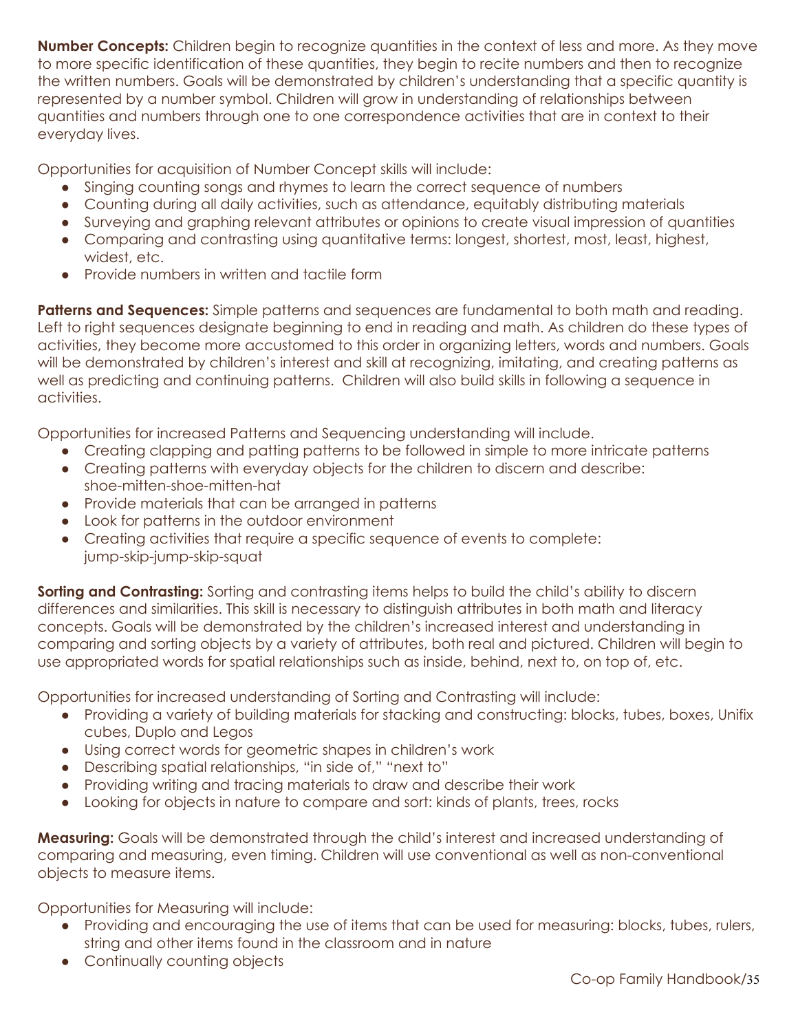**Number Concepts:** Children begin to recognize quantities in the context of less and more. As they move to more specific identification of these quantities, they begin to recite numbers and then to recognize the written numbers. Goals will be demonstrated by children's understanding that a specific quantity is represented by a number symbol. Children will grow in understanding of relationships between quantities and numbers through one to one correspondence activities that are in context to their everyday lives.

Opportunities for acquisition of Number Concept skills will include:

- Singing counting songs and rhymes to learn the correct sequence of numbers
- Counting during all daily activities, such as attendance, equitably distributing materials
- Surveying and graphing relevant attributes or opinions to create visual impression of quantities
- Comparing and contrasting using quantitative terms: longest, shortest, most, least, highest, widest, etc.
- Provide numbers in written and tactile form

**Patterns and Sequences:** Simple patterns and sequences are fundamental to both math and reading. Left to right sequences designate beginning to end in reading and math. As children do these types of activities, they become more accustomed to this order in organizing letters, words and numbers. Goals will be demonstrated by children's interest and skill at recognizing, imitating, and creating patterns as well as predicting and continuing patterns. Children will also build skills in following a sequence in activities.

Opportunities for increased Patterns and Sequencing understanding will include.

- Creating clapping and patting patterns to be followed in simple to more intricate patterns
- Creating patterns with everyday objects for the children to discern and describe: shoe-mitten-shoe-mitten-hat
- Provide materials that can be arranged in patterns
- Look for patterns in the outdoor environment
- Creating activities that require a specific sequence of events to complete: jump-skip-jump-skip-squat

**Sorting and Contrasting:** Sorting and contrasting items helps to build the child's ability to discern differences and similarities. This skill is necessary to distinguish attributes in both math and literacy concepts. Goals will be demonstrated by the children's increased interest and understanding in comparing and sorting objects by a variety of attributes, both real and pictured. Children will begin to use appropriated words for spatial relationships such as inside, behind, next to, on top of, etc.

Opportunities for increased understanding of Sorting and Contrasting will include:

- Providing a variety of building materials for stacking and constructing: blocks, tubes, boxes, Unifix cubes, Duplo and Legos
- Using correct words for geometric shapes in children's work
- Describing spatial relationships, "in side of," "next to"
- Providing writing and tracing materials to draw and describe their work
- Looking for objects in nature to compare and sort: kinds of plants, trees, rocks

**Measuring:** Goals will be demonstrated through the child's interest and increased understanding of comparing and measuring, even timing. Children will use conventional as well as non-conventional objects to measure items.

Opportunities for Measuring will include:

- Providing and encouraging the use of items that can be used for measuring: blocks, tubes, rulers, string and other items found in the classroom and in nature
- Continually counting objects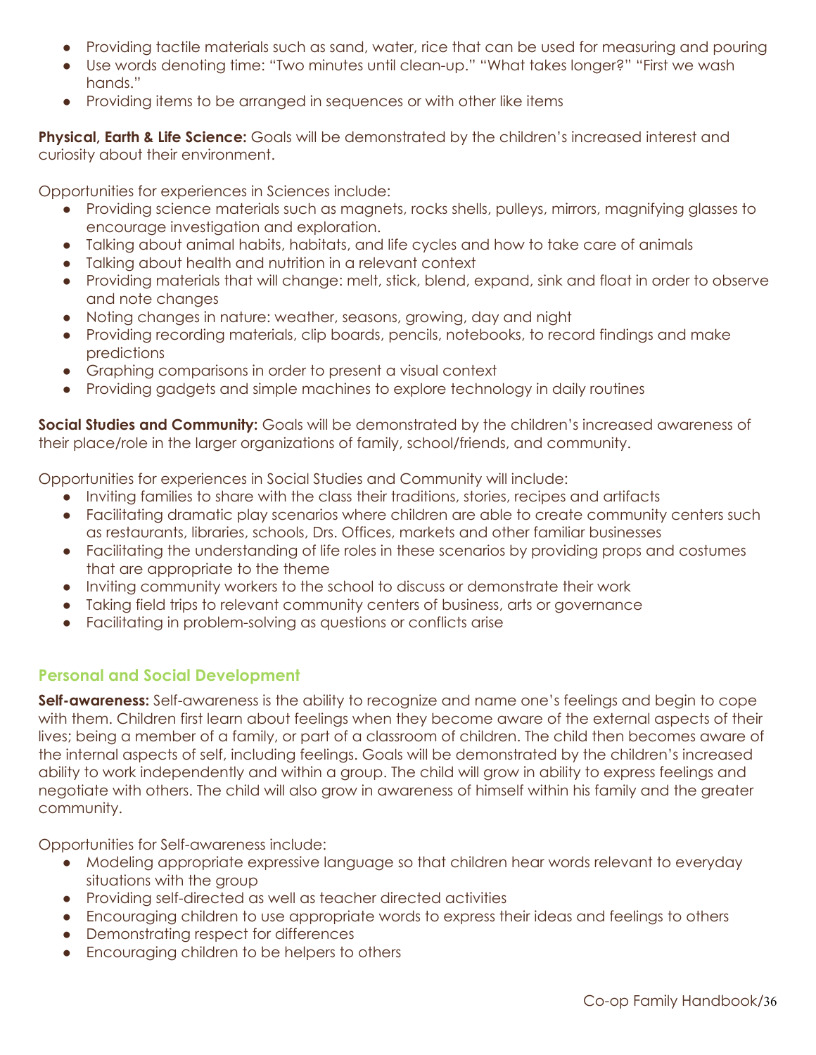- Providing tactile materials such as sand, water, rice that can be used for measuring and pouring
- Use words denoting time: "Two minutes until clean-up." "What takes longer?" "First we wash hands."
- Providing items to be arranged in sequences or with other like items

**Physical, Earth & Life Science:** Goals will be demonstrated by the children's increased interest and curiosity about their environment.

Opportunities for experiences in Sciences include:

- Providing science materials such as magnets, rocks shells, pulleys, mirrors, magnifying glasses to encourage investigation and exploration.
- Talking about animal habits, habitats, and life cycles and how to take care of animals
- Talking about health and nutrition in a relevant context
- Providing materials that will change: melt, stick, blend, expand, sink and float in order to observe and note changes
- Noting changes in nature: weather, seasons, growing, day and night
- Providing recording materials, clip boards, pencils, notebooks, to record findings and make predictions
- Graphing comparisons in order to present a visual context
- Providing gadgets and simple machines to explore technology in daily routines

**Social Studies and Community:** Goals will be demonstrated by the children's increased awareness of their place/role in the larger organizations of family, school/friends, and community.

Opportunities for experiences in Social Studies and Community will include:

- Inviting families to share with the class their traditions, stories, recipes and artifacts
- Facilitating dramatic play scenarios where children are able to create community centers such as restaurants, libraries, schools, Drs. Offices, markets and other familiar businesses
- Facilitating the understanding of life roles in these scenarios by providing props and costumes that are appropriate to the theme
- Inviting community workers to the school to discuss or demonstrate their work
- Taking field trips to relevant community centers of business, arts or governance
- Facilitating in problem-solving as questions or conflicts arise

## Personal and Social Development

**Self-awareness:** Self-awareness is the ability to recognize and name one's feelings and begin to cope with them. Children first learn about feelings when they become aware of the external aspects of their lives; being a member of a family, or part of a classroom of children. The child then becomes aware of the internal aspects of self, including feelings. Goals will be demonstrated by the children's increased ability to work independently and within a group. The child will grow in ability to express feelings and negotiate with others. The child will also grow in awareness of himself within his family and the greater community.

Opportunities for Self-awareness include:

- Modeling appropriate expressive language so that children hear words relevant to everyday situations with the group
- Providing self-directed as well as teacher directed activities
- Encouraging children to use appropriate words to express their ideas and feelings to others
- Demonstrating respect for differences
- Encouraging children to be helpers to others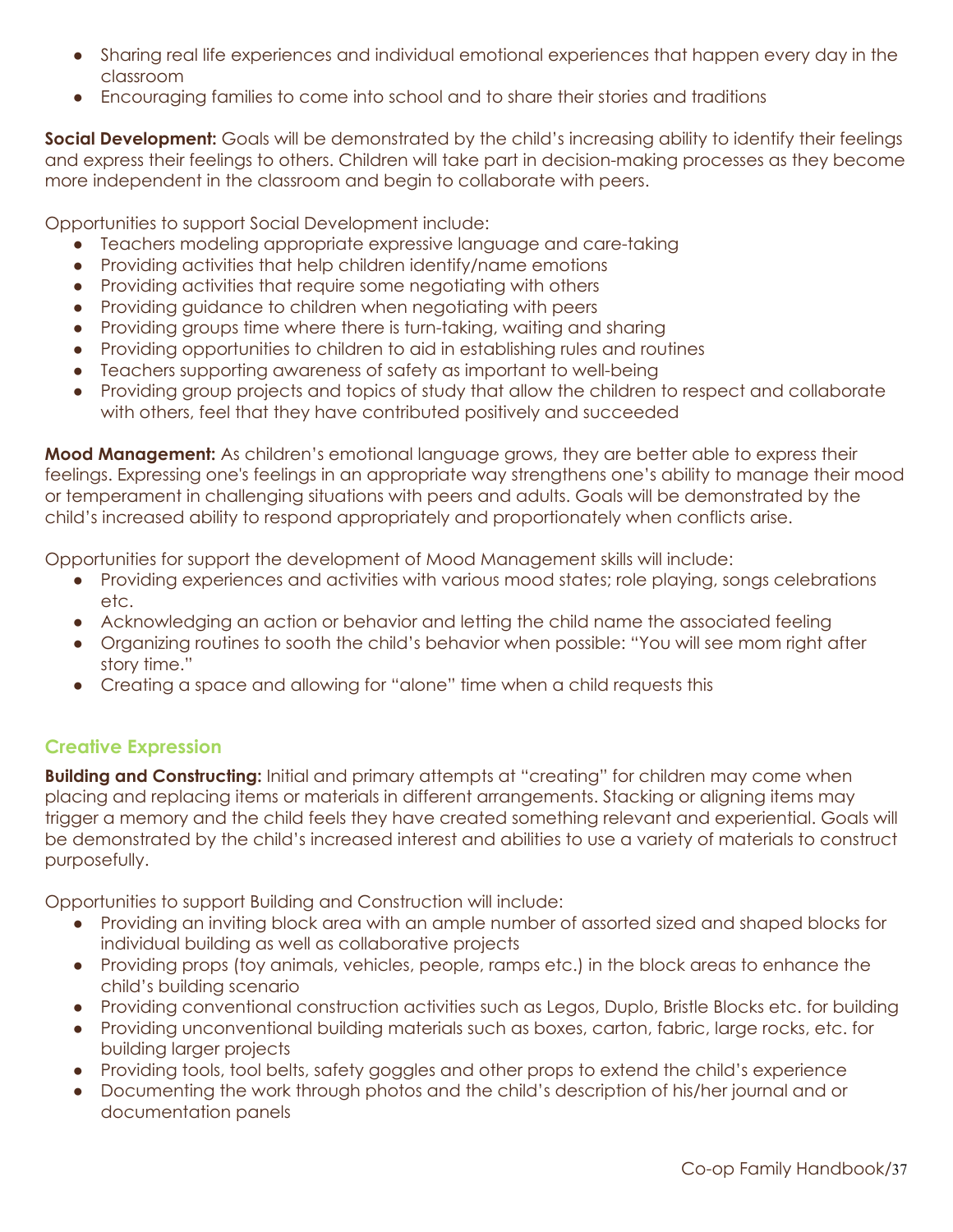- Sharing real life experiences and individual emotional experiences that happen every day in the classroom
- Encouraging families to come into school and to share their stories and traditions

**Social Development:** Goals will be demonstrated by the child's increasing ability to identify their feelings and express their feelings to others. Children will take part in decision-making processes as they become more independent in the classroom and begin to collaborate with peers.

Opportunities to support Social Development include:

- Teachers modeling appropriate expressive language and care-taking
- Providing activities that help children identify/name emotions
- Providing activities that require some negotiating with others
- Providing guidance to children when negotiating with peers
- Providing groups time where there is turn-taking, waiting and sharing
- Providing opportunities to children to aid in establishing rules and routines
- Teachers supporting awareness of safety as important to well-being
- Providing group projects and topics of study that allow the children to respect and collaborate with others, feel that they have contributed positively and succeeded

**Mood Management:** As children's emotional language grows, they are better able to express their feelings. Expressing one's feelings in an appropriate way strengthens one's ability to manage their mood or temperament in challenging situations with peers and adults. Goals will be demonstrated by the child's increased ability to respond appropriately and proportionately when conflicts arise.

Opportunities for support the development of Mood Management skills will include:

- Providing experiences and activities with various mood states; role playing, songs celebrations etc.
- Acknowledging an action or behavior and letting the child name the associated feeling
- Organizing routines to sooth the child's behavior when possible: "You will see mom right after story time."
- Creating a space and allowing for "alone" time when a child requests this

## Creative Expression

**Building and Constructing:** Initial and primary attempts at "creating" for children may come when placing and replacing items or materials in different arrangements. Stacking or aligning items may trigger a memory and the child feels they have created something relevant and experiential. Goals will be demonstrated by the child's increased interest and abilities to use a variety of materials to construct purposefully.

Opportunities to support Building and Construction will include:

- Providing an inviting block area with an ample number of assorted sized and shaped blocks for individual building as well as collaborative projects
- Providing props (toy animals, vehicles, people, ramps etc.) in the block areas to enhance the child's building scenario
- Providing conventional construction activities such as Legos, Duplo, Bristle Blocks etc. for building
- Providing unconventional building materials such as boxes, carton, fabric, large rocks, etc. for building larger projects
- Providing tools, tool belts, safety goggles and other props to extend the child's experience
- Documenting the work through photos and the child's description of his/her journal and or documentation panels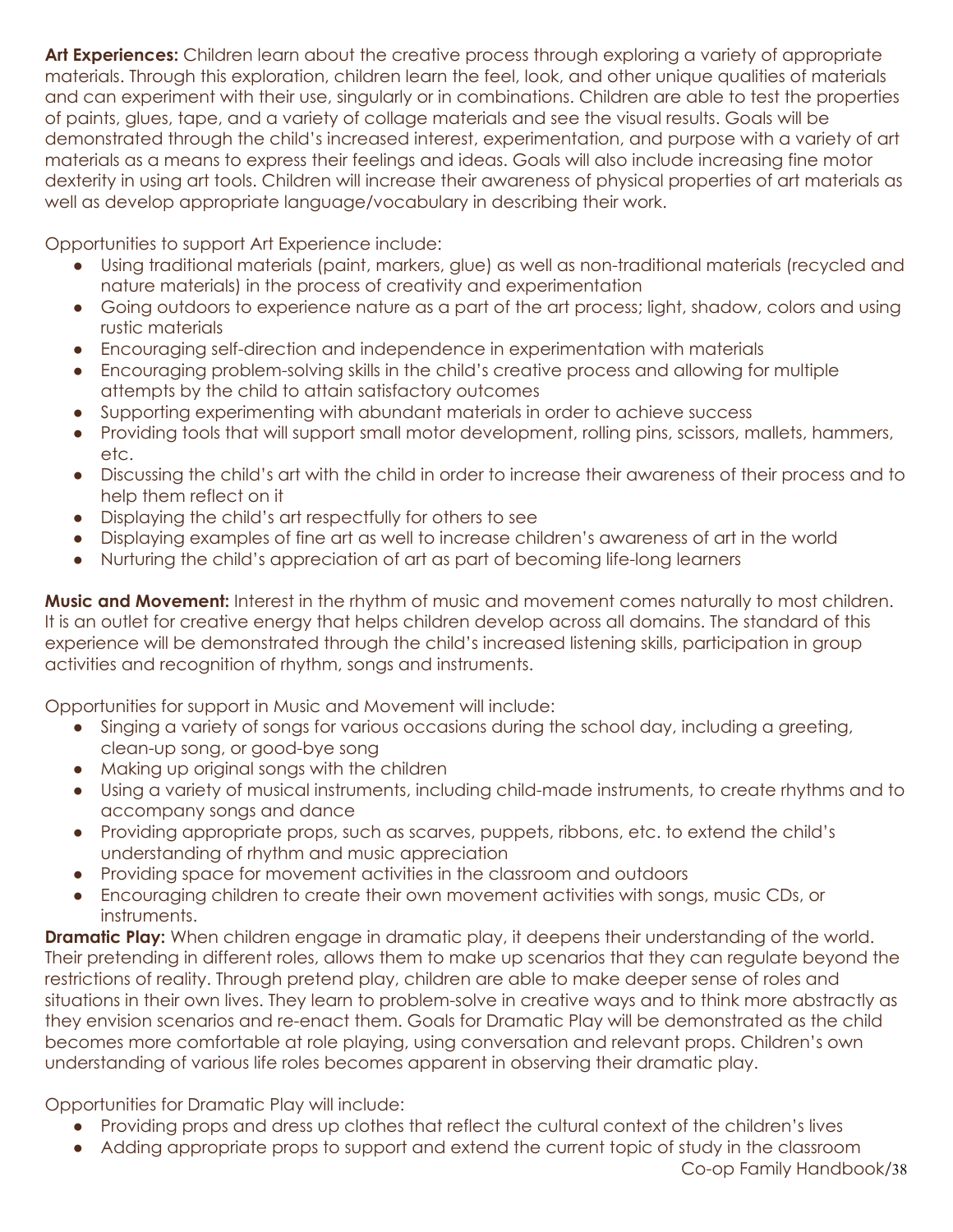**Art Experiences:** Children learn about the creative process through exploring a variety of appropriate materials. Through this exploration, children learn the feel, look, and other unique qualities of materials and can experiment with their use, singularly or in combinations. Children are able to test the properties of paints, glues, tape, and a variety of collage materials and see the visual results. Goals will be demonstrated through the child's increased interest, experimentation, and purpose with a variety of art materials as a means to express their feelings and ideas. Goals will also include increasing fine motor dexterity in using art tools. Children will increase their awareness of physical properties of art materials as well as develop appropriate language/vocabulary in describing their work.

Opportunities to support Art Experience include:

- Using traditional materials (paint, markers, glue) as well as non-traditional materials (recycled and nature materials) in the process of creativity and experimentation
- Going outdoors to experience nature as a part of the art process; light, shadow, colors and using rustic materials
- Encouraging self-direction and independence in experimentation with materials
- Encouraging problem-solving skills in the child's creative process and allowing for multiple attempts by the child to attain satisfactory outcomes
- Supporting experimenting with abundant materials in order to achieve success
- Providing tools that will support small motor development, rolling pins, scissors, mallets, hammers, etc.
- Discussing the child's art with the child in order to increase their awareness of their process and to help them reflect on it
- Displaying the child's art respectfully for others to see
- Displaying examples of fine art as well to increase children's awareness of art in the world
- Nurturing the child's appreciation of art as part of becoming life-long learners

**Music and Movement:** Interest in the rhythm of music and movement comes naturally to most children. It is an outlet for creative energy that helps children develop across all domains. The standard of this experience will be demonstrated through the child's increased listening skills, participation in group activities and recognition of rhythm, songs and instruments.

Opportunities for support in Music and Movement will include:

- Singing a variety of songs for various occasions during the school day, including a greeting, clean-up song, or good-bye song
- Making up original songs with the children
- Using a variety of musical instruments, including child-made instruments, to create rhythms and to accompany songs and dance
- Providing appropriate props, such as scarves, puppets, ribbons, etc. to extend the child's understanding of rhythm and music appreciation
- Providing space for movement activities in the classroom and outdoors
- Encouraging children to create their own movement activities with songs, music CDs, or instruments.

**Dramatic Play:** When children engage in dramatic play, it deepens their understanding of the world. Their pretending in different roles, allows them to make up scenarios that they can regulate beyond the restrictions of reality. Through pretend play, children are able to make deeper sense of roles and situations in their own lives. They learn to problem-solve in creative ways and to think more abstractly as they envision scenarios and re-enact them. Goals for Dramatic Play will be demonstrated as the child becomes more comfortable at role playing, using conversation and relevant props. Children's own understanding of various life roles becomes apparent in observing their dramatic play.

Opportunities for Dramatic Play will include:

- Providing props and dress up clothes that reflect the cultural context of the children's lives
- Adding appropriate props to support and extend the current topic of study in the classroom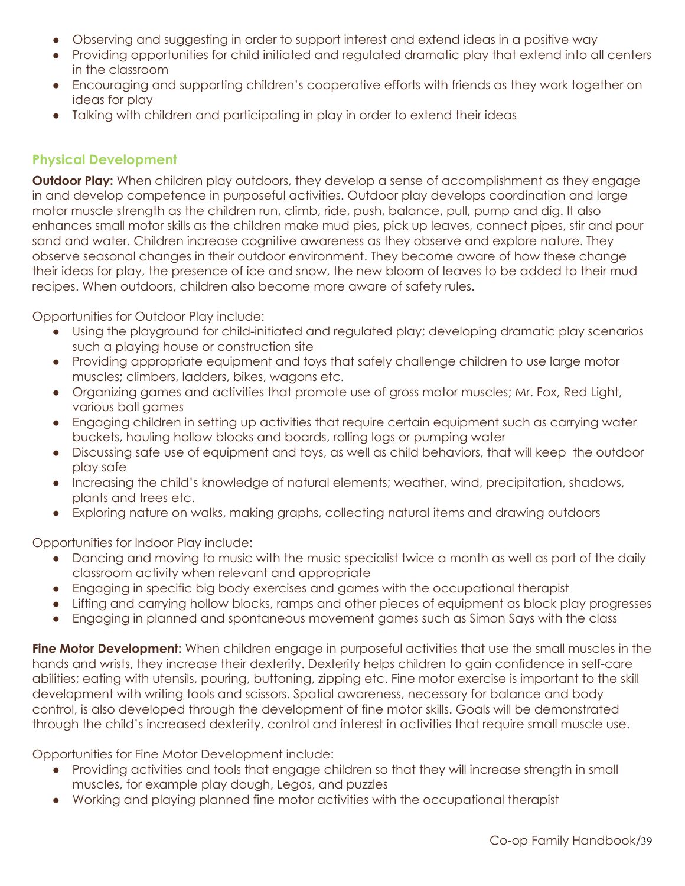- Observing and suggesting in order to support interest and extend ideas in a positive way
- Providing opportunities for child initiated and regulated dramatic play that extend into all centers in the classroom
- Encouraging and supporting children's cooperative efforts with friends as they work together on ideas for play
- Talking with children and participating in play in order to extend their ideas

### Physical Development

**Outdoor Play:** When children play outdoors, they develop a sense of accomplishment as they engage in and develop competence in purposeful activities. Outdoor play develops coordination and large motor muscle strength as the children run, climb, ride, push, balance, pull, pump and dig. It also enhances small motor skills as the children make mud pies, pick up leaves, connect pipes, stir and pour sand and water. Children increase cognitive awareness as they observe and explore nature. They observe seasonal changes in their outdoor environment. They become aware of how these change their ideas for play, the presence of ice and snow, the new bloom of leaves to be added to their mud recipes. When outdoors, children also become more aware of safety rules.

Opportunities for Outdoor Play include:

- Using the playground for child-initiated and regulated play; developing dramatic play scenarios such a playing house or construction site
- Providing appropriate equipment and toys that safely challenge children to use large motor muscles; climbers, ladders, bikes, wagons etc.
- Organizing games and activities that promote use of gross motor muscles; Mr. Fox, Red Light, various ball games
- Engaging children in setting up activities that require certain equipment such as carrying water buckets, hauling hollow blocks and boards, rolling logs or pumping water
- Discussing safe use of equipment and toys, as well as child behaviors, that will keep the outdoor play safe
- Increasing the child's knowledge of natural elements; weather, wind, precipitation, shadows, plants and trees etc.
- Exploring nature on walks, making graphs, collecting natural items and drawing outdoors

Opportunities for Indoor Play include:

- Dancing and moving to music with the music specialist twice a month as well as part of the daily classroom activity when relevant and appropriate
- Engaging in specific big body exercises and games with the occupational therapist
- Lifting and carrying hollow blocks, ramps and other pieces of equipment as block play progresses
- Engaging in planned and spontaneous movement games such as Simon Says with the class

**Fine Motor Development:** When children engage in purposeful activities that use the small muscles in the hands and wrists, they increase their dexterity. Dexterity helps children to gain confidence in self-care abilities; eating with utensils, pouring, buttoning, zipping etc. Fine motor exercise is important to the skill development with writing tools and scissors. Spatial awareness, necessary for balance and body control, is also developed through the development of fine motor skills. Goals will be demonstrated through the child's increased dexterity, control and interest in activities that require small muscle use.

Opportunities for Fine Motor Development include:

- Providing activities and tools that engage children so that they will increase strength in small muscles, for example play dough, Legos, and puzzles
- Working and playing planned fine motor activities with the occupational therapist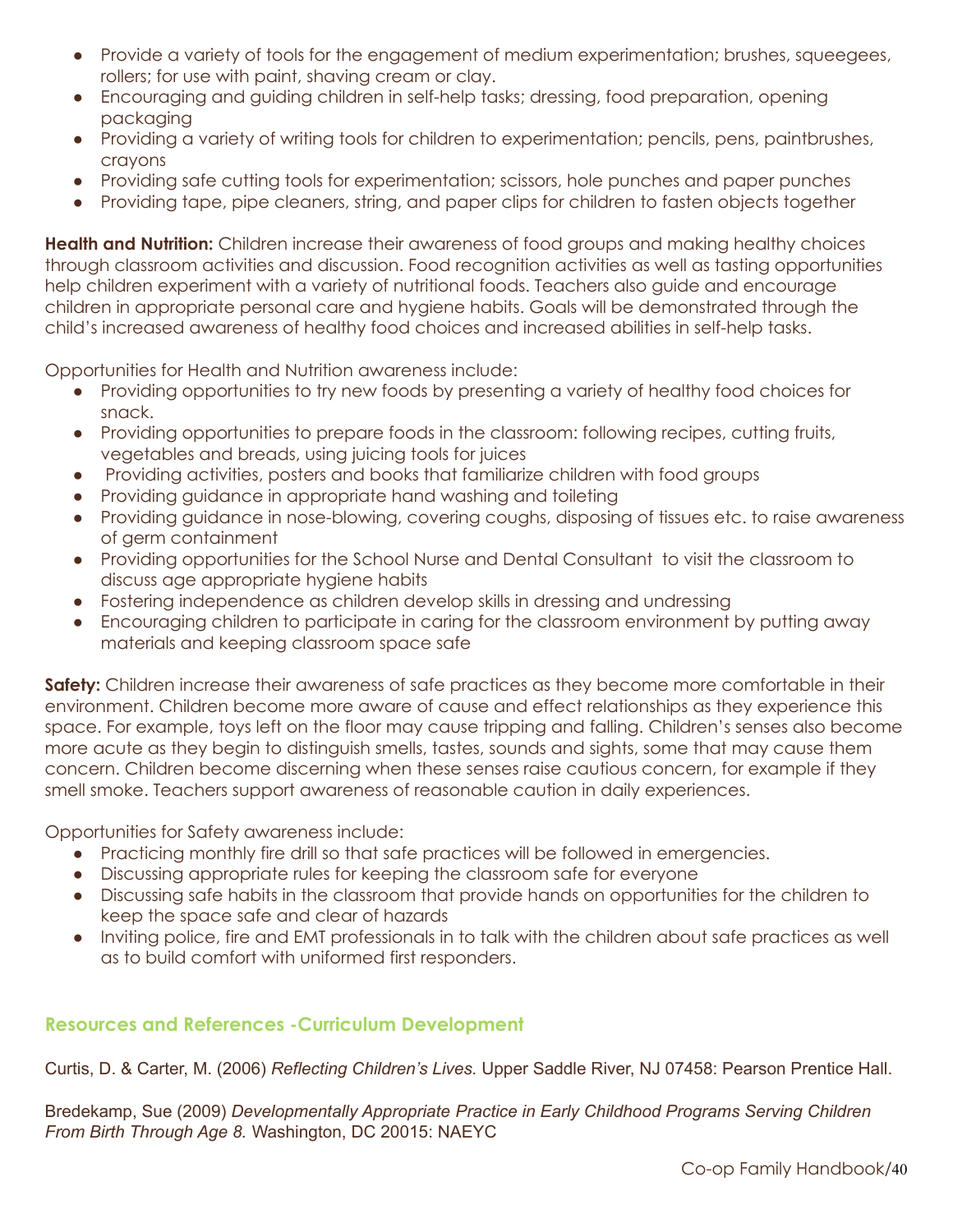- Provide a variety of tools for the engagement of medium experimentation; brushes, squeegees, rollers; for use with paint, shaving cream or clay.
- Encouraging and guiding children in self-help tasks; dressing, food preparation, opening packaging
- Providing a variety of writing tools for children to experimentation; pencils, pens, paintbrushes, crayons
- Providing safe cutting tools for experimentation; scissors, hole punches and paper punches
- Providing tape, pipe cleaners, string, and paper clips for children to fasten objects together

**Health and Nutrition:** Children increase their awareness of food groups and making healthy choices through classroom activities and discussion. Food recognition activities as well as tasting opportunities help children experiment with a variety of nutritional foods. Teachers also guide and encourage children in appropriate personal care and hygiene habits. Goals will be demonstrated through the child's increased awareness of healthy food choices and increased abilities in self-help tasks.

Opportunities for Health and Nutrition awareness include:

- Providing opportunities to try new foods by presenting a variety of healthy food choices for snack.
- Providing opportunities to prepare foods in the classroom: following recipes, cutting fruits, vegetables and breads, using juicing tools for juices
- Providing activities, posters and books that familiarize children with food groups
- Providing guidance in appropriate hand washing and toileting
- Providing guidance in nose-blowing, covering coughs, disposing of tissues etc. to raise awareness of germ containment
- Providing opportunities for the School Nurse and Dental Consultant to visit the classroom to discuss age appropriate hygiene habits
- Fostering independence as children develop skills in dressing and undressing
- Encouraging children to participate in caring for the classroom environment by putting away materials and keeping classroom space safe

**Safety:** Children increase their awareness of safe practices as they become more comfortable in their environment. Children become more aware of cause and effect relationships as they experience this space. For example, toys left on the floor may cause tripping and falling. Children's senses also become more acute as they begin to distinguish smells, tastes, sounds and sights, some that may cause them concern. Children become discerning when these senses raise cautious concern, for example if they smell smoke. Teachers support awareness of reasonable caution in daily experiences.

Opportunities for Safety awareness include:

- Practicing monthly fire drill so that safe practices will be followed in emergencies.
- Discussing appropriate rules for keeping the classroom safe for everyone
- Discussing safe habits in the classroom that provide hands on opportunities for the children to keep the space safe and clear of hazards
- Inviting police, fire and EMT professionals in to talk with the children about safe practices as well as to build comfort with uniformed first responders.

## Resources and References -Curriculum Development

Curtis, D. & Carter, M. (2006) *Reflecting Children's Lives.* Upper Saddle River, NJ 07458: Pearson Prentice Hall.

Bredekamp, Sue (2009) *Developmentally Appropriate Practice in Early Childhood Programs Serving Children From Birth Through Age 8.* Washington, DC 20015: NAEYC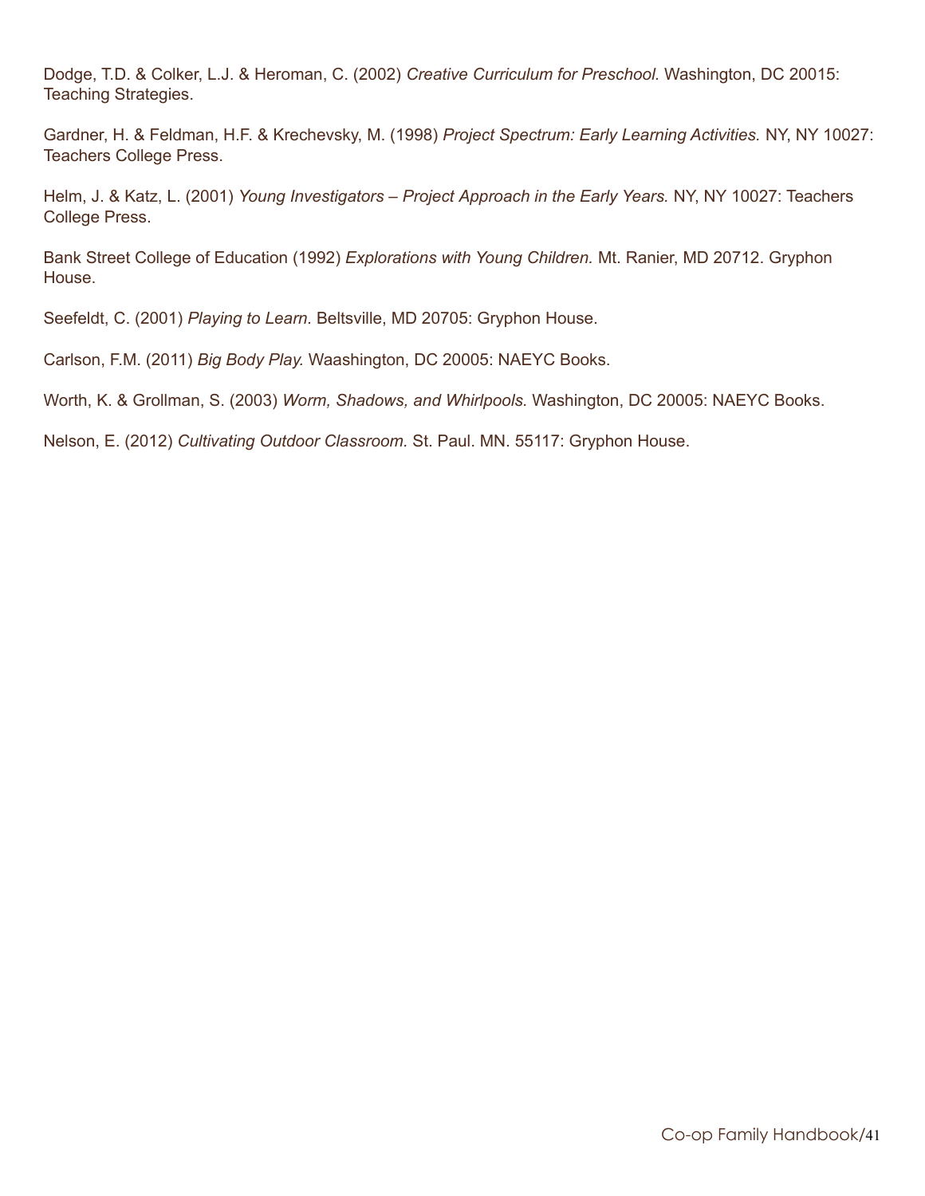Dodge, T.D. & Colker, L.J. & Heroman, C. (2002) *Creative Curriculum for Preschool.* Washington, DC 20015: Teaching Strategies.

Gardner, H. & Feldman, H.F. & Krechevsky, M. (1998) *Project Spectrum: Early Learning Activities.* NY, NY 10027: Teachers College Press.

Helm, J. & Katz, L. (2001) *Young Investigators – Project Approach in the Early Years.* NY, NY 10027: Teachers College Press.

Bank Street College of Education (1992) *Explorations with Young Children.* Mt. Ranier, MD 20712. Gryphon House.

Seefeldt, C. (2001) *Playing to Learn.* Beltsville, MD 20705: Gryphon House.

Carlson, F.M. (2011) *Big Body Play.* Waashington, DC 20005: NAEYC Books.

Worth, K. & Grollman, S. (2003) *Worm, Shadows, and Whirlpools.* Washington, DC 20005: NAEYC Books.

Nelson, E. (2012) *Cultivating Outdoor Classroom.* St. Paul. MN. 55117: Gryphon House.